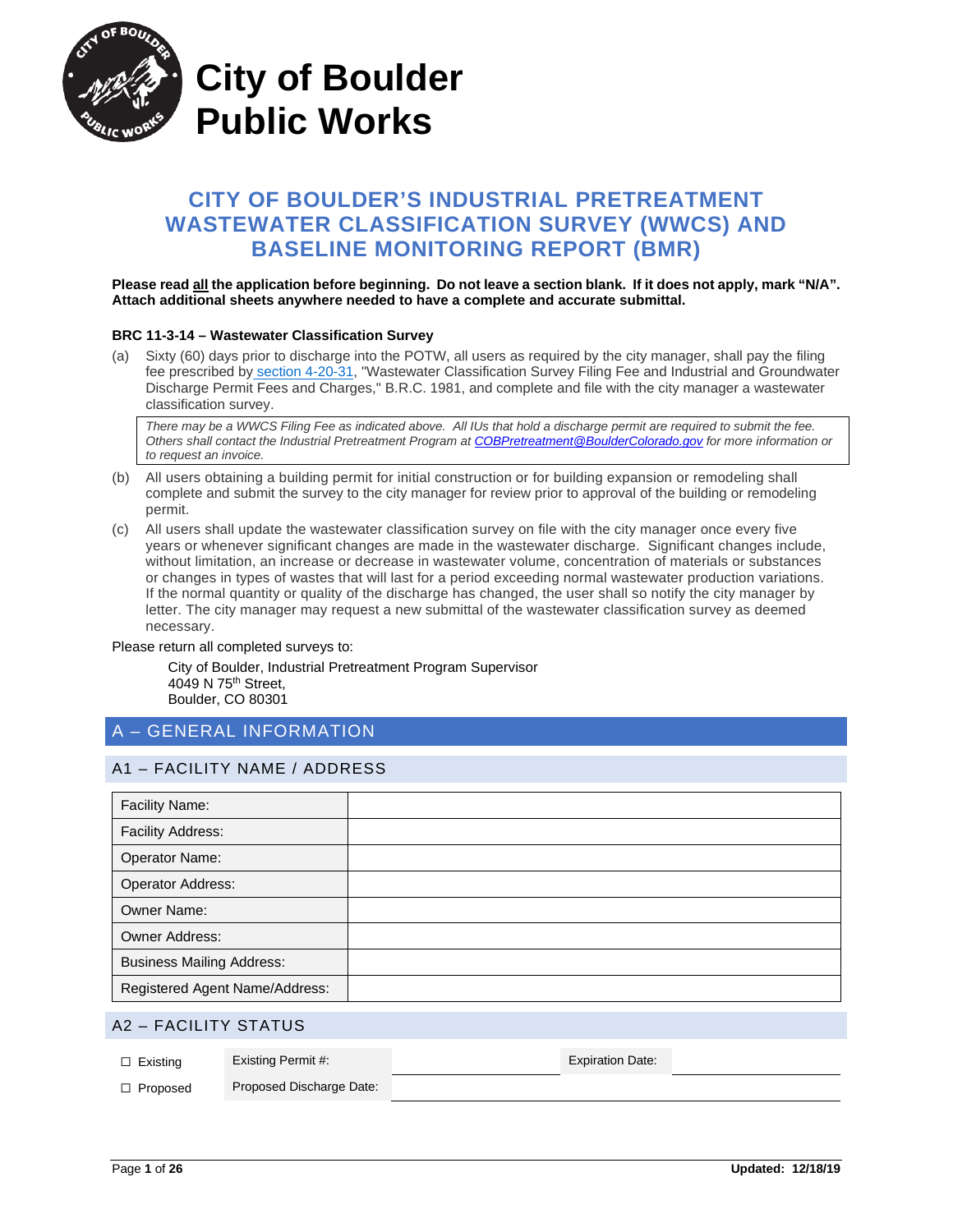# City of Boulder Public Works

## CITY OF BOULDER'S INDUSTRIAL PRETREATMENT WASTEWATER CLASSIFICATION SURVEY (WWCS) AND BASELINE MONITORING REPORT (BMR)

**Please read all the application before beginning. Do not leave a section blank. If it does not apply, mark "N/A". Attach additional sheets anywhere needed to have a complete and accurate submittal.**

**BRC 11-3-14 – Wastewater Classification Survey**

(a) Sixty (60) days prior to discharge into the POTW, all users as required by the city manager, shall pay the filing fee prescribed by section 4-20-31, "Wastewater Classification Survey Filing Fee and Industrial and Groundwater Discharge Permit Fees and Charges," B.R.C. 1981, and complete and file with the city manager a wastewater classification survey.

> *There may be a WWCS Filing Fee as indicated above. All IUs that hold a discharge permit are required to submit the fee. Others shall contact the Industrial Pretreatment Program at COBPretreatment@BoulderColorado.gov for more information or to request an invoice.*

(b) All users obtaining a building permit for initial construction or for building expansion or remodeling shall complete and submit the survey to the city manager for review prior to approval of the building or remodeling permit.

(c) All users shall update the wastewater classification survey on file with the city manager once every five years or whenever significant changes are made in the wastewater discharge. Significant changes include, without limitation, an increase or decrease in wastewater volume, concentration of materials or substances or changes in types of wastes that will last for a period exceeding normal wastewater production variations. If the normal quantity or quality of the discharge has changed, the user shall so notify the city manager by letter. The city manager may request a new submittal of the wastewater classification survey as deemed necessary.

Please return all completed surveys to:

City of Boulder, Industrial Pretreatment Program Supervisor
4049 N 75th Street,
Boulder, CO 80301

## A – GENERAL INFORMATION

### A1 – FACILITY NAME / ADDRESS

| | |
|---|---|
| Facility Name: | |
| Facility Address: | |
| Operator Name: | |
| Operator Address: | |
| Owner Name: | |
| Owner Address: | |
| Business Mailing Address: | |
| Registered Agent Name/Address: | |

### A2 – FACILITY STATUS

| | | | | |
|---|---|---|---|---|
| ☐ Existing | Existing Permit #: | | Expiration Date: | |
| ☐ Proposed | Proposed Discharge Date: | | | |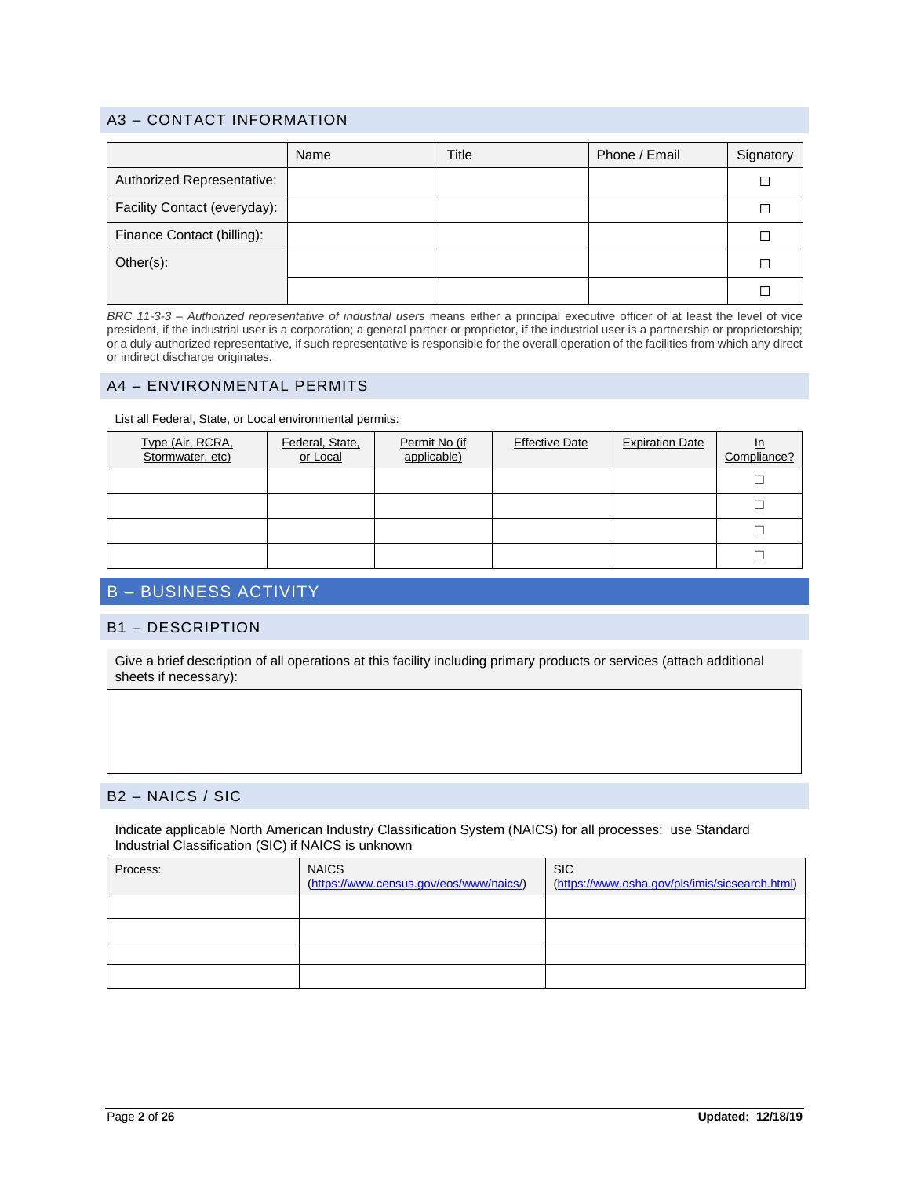## A3 – CONTACT INFORMATION

| | Name | Title | Phone / Email | Signatory |
|---|---|---|---|---|
| Authorized Representative: | | | | ☐ |
| Facility Contact (everyday): | | | | ☐ |
| Finance Contact (billing): | | | | ☐ |
| Other(s): | | | | ☐ |
| | | | | ☐ |

*BRC 11-3-3 – Authorized representative of industrial users* means either a principal executive officer of at least the level of vice president, if the industrial user is a corporation; a general partner or proprietor, if the industrial user is a partnership or proprietorship; or a duly authorized representative, if such representative is responsible for the overall operation of the facilities from which any direct or indirect discharge originates.

## A4 – ENVIRONMENTAL PERMITS

List all Federal, State, or Local environmental permits:

| Type (Air, RCRA, Stormwater, etc) | Federal, State, or Local | Permit No (if applicable) | Effective Date | Expiration Date | In Compliance? |
|---|---|---|---|---|---|
| | | | | | ☐ |
| | | | | | ☐ |
| | | | | | ☐ |
| | | | | | ☐ |

# B – BUSINESS ACTIVITY

## B1 – DESCRIPTION

Give a brief description of all operations at this facility including primary products or services (attach additional sheets if necessary):

## B2 – NAICS / SIC

Indicate applicable North American Industry Classification System (NAICS) for all processes: use Standard Industrial Classification (SIC) if NAICS is unknown

| Process: | NAICS (https://www.census.gov/eos/www/naics/) | SIC (https://www.osha.gov/pls/imis/sicsearch.html) |
|---|---|---|
| | | |
| | | |
| | | |
| | | |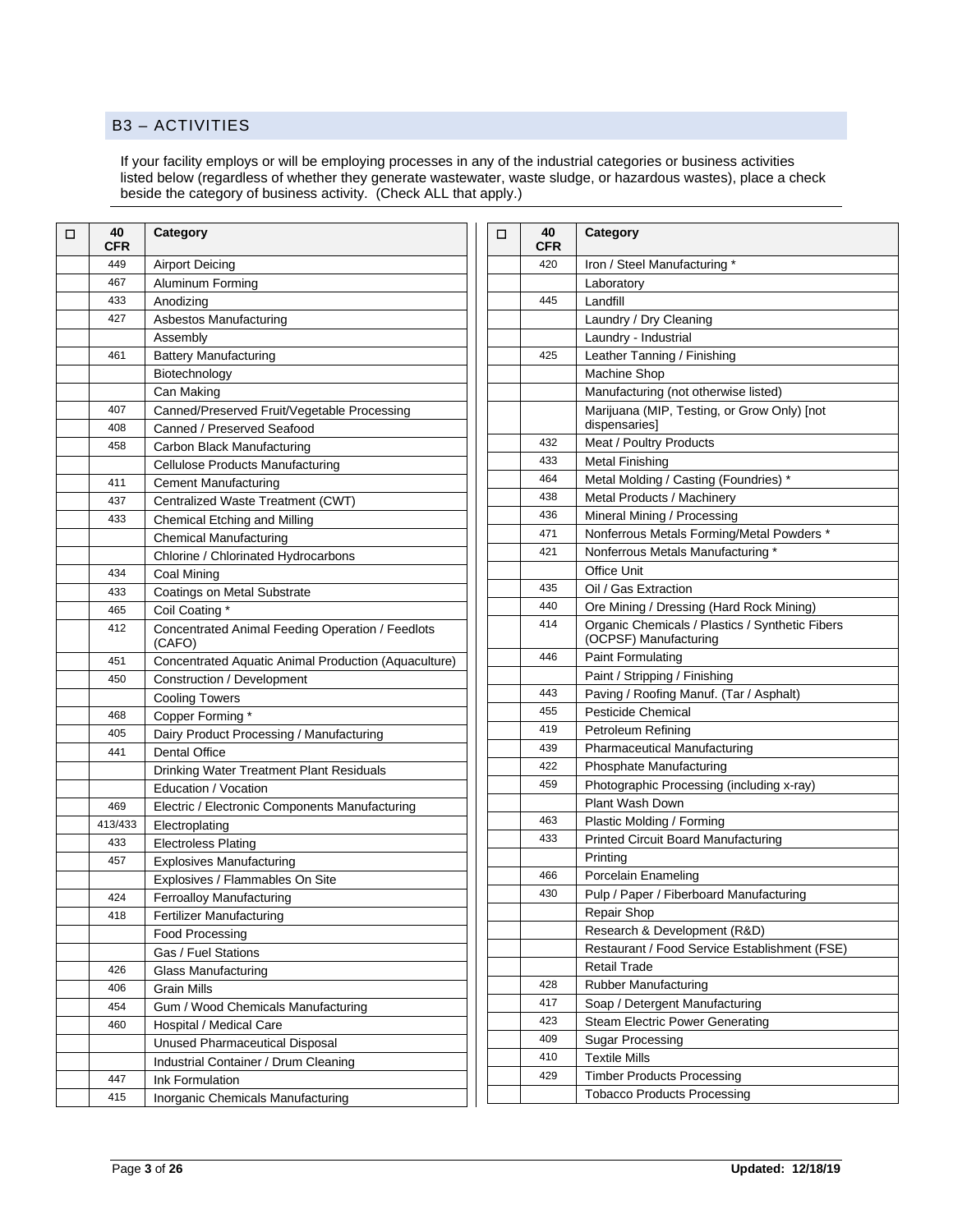## B3 – ACTIVITIES

If your facility employs or will be employing processes in any of the industrial categories or business activities listed below (regardless of whether they generate wastewater, waste sludge, or hazardous wastes), place a check beside the category of business activity. (Check ALL that apply.)

| ☐ | 40 CFR | Category |
|---|---|---|
| | 449 | Airport Deicing |
| | 467 | Aluminum Forming |
| | 433 | Anodizing |
| | 427 | Asbestos Manufacturing |
| | | Assembly |
| | 461 | Battery Manufacturing |
| | | Biotechnology |
| | | Can Making |
| | 407 | Canned/Preserved Fruit/Vegetable Processing |
| | 408 | Canned / Preserved Seafood |
| | 458 | Carbon Black Manufacturing |
| | | Cellulose Products Manufacturing |
| | 411 | Cement Manufacturing |
| | 437 | Centralized Waste Treatment (CWT) |
| | 433 | Chemical Etching and Milling |
| | | Chemical Manufacturing |
| | | Chlorine / Chlorinated Hydrocarbons |
| | 434 | Coal Mining |
| | 433 | Coatings on Metal Substrate |
| | 465 | Coil Coating * |
| | 412 | Concentrated Animal Feeding Operation / Feedlots (CAFO) |
| | 451 | Concentrated Aquatic Animal Production (Aquaculture) |
| | 450 | Construction / Development |
| | | Cooling Towers |
| | 468 | Copper Forming * |
| | 405 | Dairy Product Processing / Manufacturing |
| | 441 | Dental Office |
| | | Drinking Water Treatment Plant Residuals |
| | | Education / Vocation |
| | 469 | Electric / Electronic Components Manufacturing |
| | 413/433 | Electroplating |
| | 433 | Electroless Plating |
| | 457 | Explosives Manufacturing |
| | | Explosives / Flammables On Site |
| | 424 | Ferroalloy Manufacturing |
| | 418 | Fertilizer Manufacturing |
| | | Food Processing |
| | | Gas / Fuel Stations |
| | 426 | Glass Manufacturing |
| | 406 | Grain Mills |
| | 454 | Gum / Wood Chemicals Manufacturing |
| | 460 | Hospital / Medical Care |
| | | Unused Pharmaceutical Disposal |
| | | Industrial Container / Drum Cleaning |
| | 447 | Ink Formulation |
| | 415 | Inorganic Chemicals Manufacturing |
| | 420 | Iron / Steel Manufacturing * |
| | | Laboratory |
| | 445 | Landfill |
| | | Laundry / Dry Cleaning |
| | | Laundry - Industrial |
| | 425 | Leather Tanning / Finishing |
| | | Machine Shop |
| | | Manufacturing (not otherwise listed) |
| | | Marijuana (MIP, Testing, or Grow Only) [not dispensaries] |
| | 432 | Meat / Poultry Products |
| | 433 | Metal Finishing |
| | 464 | Metal Molding / Casting (Foundries) * |
| | 438 | Metal Products / Machinery |
| | 436 | Mineral Mining / Processing |
| | 471 | Nonferrous Metals Forming/Metal Powders * |
| | 421 | Nonferrous Metals Manufacturing * |
| | | Office Unit |
| | 435 | Oil / Gas Extraction |
| | 440 | Ore Mining / Dressing (Hard Rock Mining) |
| | 414 | Organic Chemicals / Plastics / Synthetic Fibers (OCPSF) Manufacturing |
| | 446 | Paint Formulating |
| | | Paint / Stripping / Finishing |
| | 443 | Paving / Roofing Manuf. (Tar / Asphalt) |
| | 455 | Pesticide Chemical |
| | 419 | Petroleum Refining |
| | 439 | Pharmaceutical Manufacturing |
| | 422 | Phosphate Manufacturing |
| | 459 | Photographic Processing (including x-ray) |
| | | Plant Wash Down |
| | 463 | Plastic Molding / Forming |
| | 433 | Printed Circuit Board Manufacturing |
| | | Printing |
| | 466 | Porcelain Enameling |
| | 430 | Pulp / Paper / Fiberboard Manufacturing |
| | | Repair Shop |
| | | Research & Development (R&D) |
| | | Restaurant / Food Service Establishment (FSE) |
| | | Retail Trade |
| | 428 | Rubber Manufacturing |
| | 417 | Soap / Detergent Manufacturing |
| | 423 | Steam Electric Power Generating |
| | 409 | Sugar Processing |
| | 410 | Textile Mills |
| | 429 | Timber Products Processing |
| | | Tobacco Products Processing |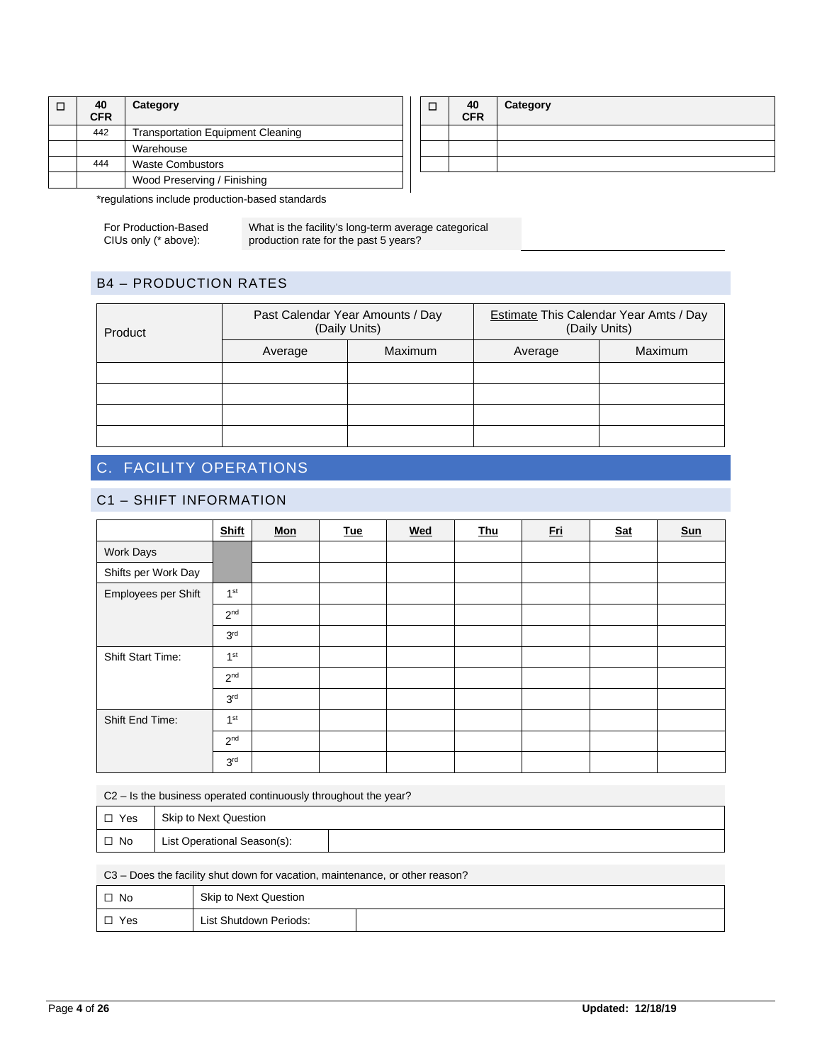| ☐ | 40 CFR | Category |
|---|---|---|
| | 442 | Transportation Equipment Cleaning |
| | | Warehouse |
| | 444 | Waste Combustors |
| | | Wood Preserving / Finishing |

| ☐ | 40 CFR | Category |
|---|---|---|
| | | |
| | | |
| | | |

*regulations include production-based standards

| For Production-Based CIUs only (* above): | What is the facility's long-term average categorical production rate for the past 5 years? | |
|---|---|---|

## B4 – PRODUCTION RATES

| Product | Past Calendar Year Amounts / Day (Daily Units) | | Estimate This Calendar Year Amts / Day (Daily Units) | |
|---|---|---|---|---|
| | Average | Maximum | Average | Maximum |
| | | | | |
| | | | | |
| | | | | |
| | | | | |

# C. FACILITY OPERATIONS

## C1 – SHIFT INFORMATION

| | Shift | Mon | Tue | Wed | Thu | Fri | Sat | Sun |
|---|---|---|---|---|---|---|---|---|
| Work Days | | | | | | | | |
| Shifts per Work Day | | | | | | | | |
| Employees per Shift | 1st | | | | | | | |
| | 2nd | | | | | | | |
| | 3rd | | | | | | | |
| Shift Start Time: | 1st | | | | | | | |
| | 2nd | | | | | | | |
| | 3rd | | | | | | | |
| Shift End Time: | 1st | | | | | | | |
| | 2nd | | | | | | | |
| | 3rd | | | | | | | |

C2 – Is the business operated continuously throughout the year?

| | | |
|---|---|---|
| ☐ Yes | Skip to Next Question | |
| ☐ No | List Operational Season(s): | |

C3 – Does the facility shut down for vacation, maintenance, or other reason?

| | | |
|---|---|---|
| ☐ No | Skip to Next Question | |
| ☐ Yes | List Shutdown Periods: | |

Updated: 12/18/19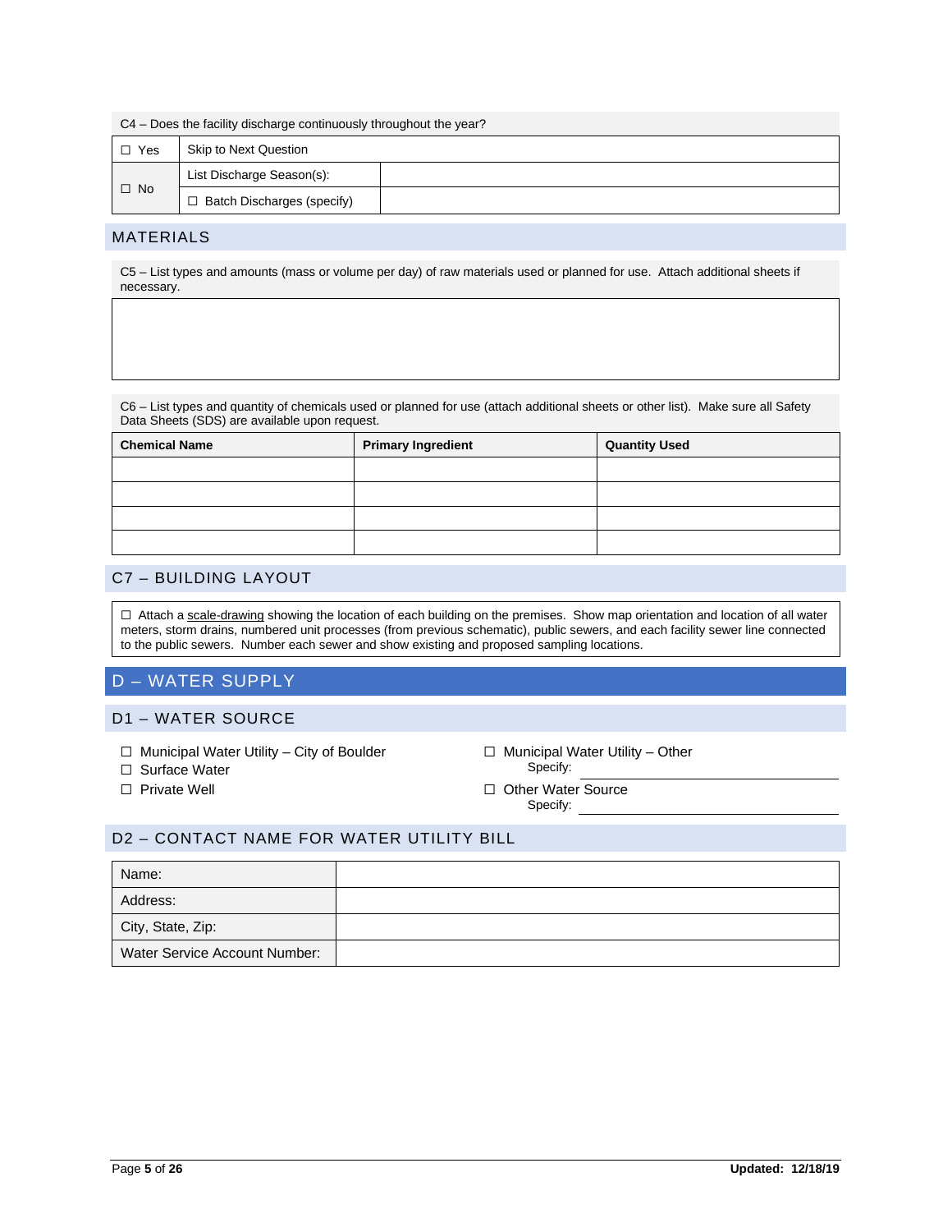C4 – Does the facility discharge continuously throughout the year?

| | | |
|---|---|---|
| ☐ Yes | Skip to Next Question | |
| ☐ No | List Discharge Season(s): | |
| | ☐ Batch Discharges (specify) | |

## MATERIALS

C5 – List types and amounts (mass or volume per day) of raw materials used or planned for use. Attach additional sheets if necessary.

C6 – List types and quantity of chemicals used or planned for use (attach additional sheets or other list). Make sure all Safety Data Sheets (SDS) are available upon request.

| Chemical Name | Primary Ingredient | Quantity Used |
|---|---|---|
| | | |
| | | |
| | | |
| | | |

## C7 – BUILDING LAYOUT

☐ Attach a scale-drawing showing the location of each building on the premises. Show map orientation and location of all water meters, storm drains, numbered unit processes (from previous schematic), public sewers, and each facility sewer line connected to the public sewers. Number each sewer and show existing and proposed sampling locations.

# D – WATER SUPPLY

## D1 – WATER SOURCE

- ☐ Municipal Water Utility – City of Boulder
- ☐ Surface Water
- ☐ Private Well
- ☐ Municipal Water Utility – Other
  Specify: \_\_\_\_\_\_\_\_\_\_\_\_\_\_\_\_
- ☐ Other Water Source
  Specify: \_\_\_\_\_\_\_\_\_\_\_\_\_\_\_\_

## D2 – CONTACT NAME FOR WATER UTILITY BILL

| | |
|---|---|
| Name: | |
| Address: | |
| City, State, Zip: | |
| Water Service Account Number: | |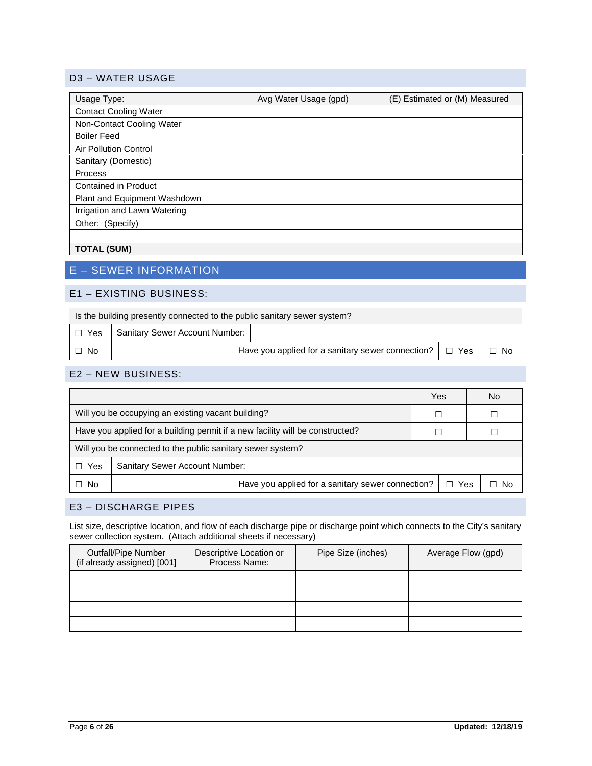### D3 – WATER USAGE

| Usage Type: | Avg Water Usage (gpd) | (E) Estimated or (M) Measured |
|---|---|---|
| Contact Cooling Water | | |
| Non-Contact Cooling Water | | |
| Boiler Feed | | |
| Air Pollution Control | | |
| Sanitary (Domestic) | | |
| Process | | |
| Contained in Product | | |
| Plant and Equipment Washdown | | |
| Irrigation and Lawn Watering | | |
| Other: (Specify) | | |
| | | |
| **TOTAL (SUM)** | | |

## E – SEWER INFORMATION

### E1 – EXISTING BUSINESS:

| Is the building presently connected to the public sanitary sewer system? | | | |
|---|---|---|---|
| ☐ Yes | Sanitary Sewer Account Number: | | |
| ☐ No | Have you applied for a sanitary sewer connection? | ☐ Yes | ☐ No |

### E2 – NEW BUSINESS:

| | Yes | No |
|---|---|---|
| Will you be occupying an existing vacant building? | ☐ | ☐ |
| Have you applied for a building permit if a new facility will be constructed? | ☐ | ☐ |

| Will you be connected to the public sanitary sewer system? | | | |
|---|---|---|---|
| ☐ Yes | Sanitary Sewer Account Number: | | |
| ☐ No | Have you applied for a sanitary sewer connection? | ☐ Yes | ☐ No |

### E3 – DISCHARGE PIPES

List size, descriptive location, and flow of each discharge pipe or discharge point which connects to the City's sanitary sewer collection system. (Attach additional sheets if necessary)

| Outfall/Pipe Number (if already assigned) [001] | Descriptive Location or Process Name: | Pipe Size (inches) | Average Flow (gpd) |
|---|---|---|---|
| | | | |
| | | | |
| | | | |
| | | | |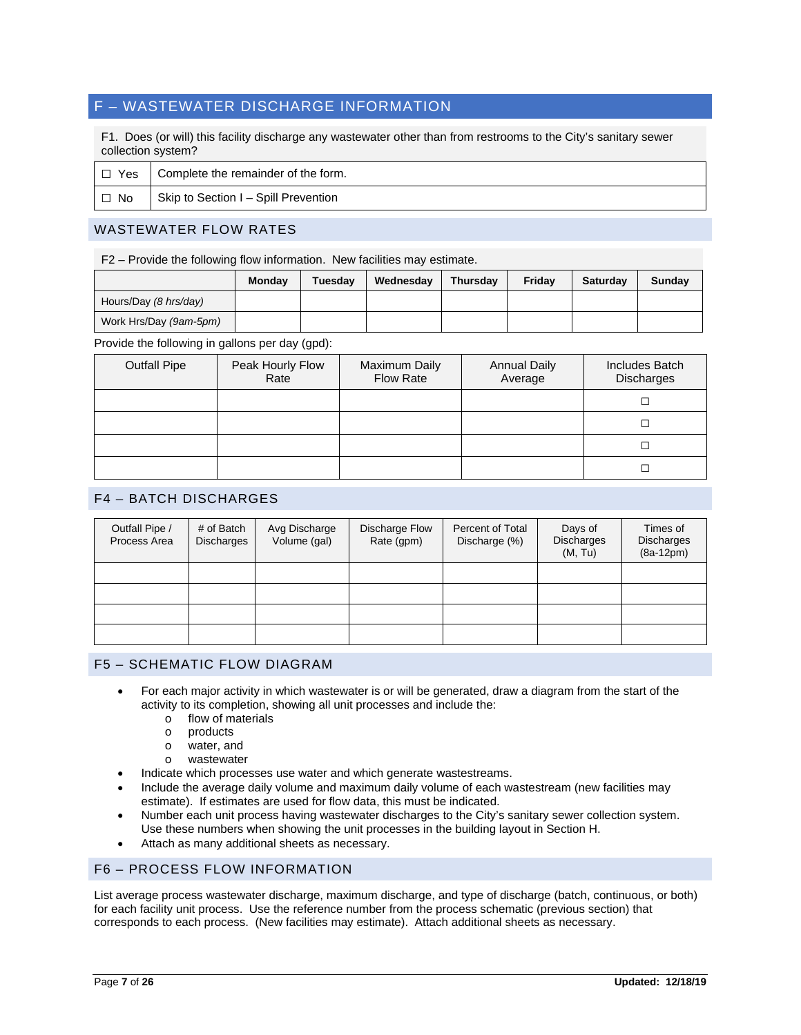## F – WASTEWATER DISCHARGE INFORMATION

F1. Does (or will) this facility discharge any wastewater other than from restrooms to the City's sanitary sewer collection system?

| | |
|---|---|
| ☐ Yes | Complete the remainder of the form. |
| ☐ No | Skip to Section I – Spill Prevention |

### WASTEWATER FLOW RATES

F2 – Provide the following flow information. New facilities may estimate.

| | Monday | Tuesday | Wednesday | Thursday | Friday | Saturday | Sunday |
|---|---|---|---|---|---|---|---|
| Hours/Day *(8 hrs/day)* | | | | | | | |
| Work Hrs/Day *(9am-5pm)* | | | | | | | |

Provide the following in gallons per day (gpd):

| Outfall Pipe | Peak Hourly Flow Rate | Maximum Daily Flow Rate | Annual Daily Average | Includes Batch Discharges |
|---|---|---|---|---|
| | | | | ☐ |
| | | | | ☐ |
| | | | | ☐ |
| | | | | ☐ |

### F4 – BATCH DISCHARGES

| Outfall Pipe / Process Area | # of Batch Discharges | Avg Discharge Volume (gal) | Discharge Flow Rate (gpm) | Percent of Total Discharge (%) | Days of Discharges (M, Tu) | Times of Discharges (8a-12pm) |
|---|---|---|---|---|---|---|
| | | | | | | |
| | | | | | | |
| | | | | | | |
| | | | | | | |

### F5 – SCHEMATIC FLOW DIAGRAM

- For each major activity in which wastewater is or will be generated, draw a diagram from the start of the activity to its completion, showing all unit processes and include the:
  - flow of materials
  - products
  - water, and
  - wastewater
- Indicate which processes use water and which generate wastestreams.
- Include the average daily volume and maximum daily volume of each wastestream (new facilities may estimate). If estimates are used for flow data, this must be indicated.
- Number each unit process having wastewater discharges to the City's sanitary sewer collection system. Use these numbers when showing the unit processes in the building layout in Section H.
- Attach as many additional sheets as necessary.

### F6 – PROCESS FLOW INFORMATION

List average process wastewater discharge, maximum discharge, and type of discharge (batch, continuous, or both) for each facility unit process. Use the reference number from the process schematic (previous section) that corresponds to each process. (New facilities may estimate). Attach additional sheets as necessary.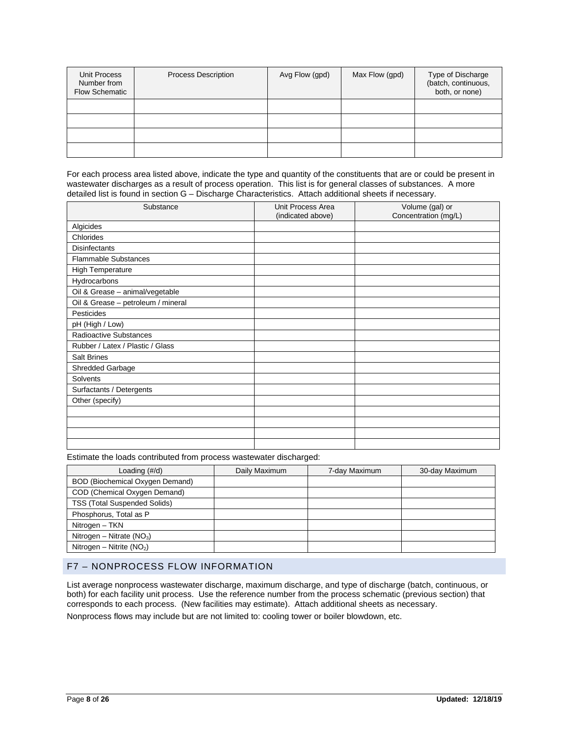| Unit Process Number from Flow Schematic | Process Description | Avg Flow (gpd) | Max Flow (gpd) | Type of Discharge (batch, continuous, both, or none) |
|---|---|---|---|---|
| | | | | |
| | | | | |
| | | | | |
| | | | | |

For each process area listed above, indicate the type and quantity of the constituents that are or could be present in wastewater discharges as a result of process operation. This list is for general classes of substances. A more detailed list is found in section G – Discharge Characteristics. Attach additional sheets if necessary.

| Substance | Unit Process Area (indicated above) | Volume (gal) or Concentration (mg/L) |
|---|---|---|
| Algicides | | |
| Chlorides | | |
| Disinfectants | | |
| Flammable Substances | | |
| High Temperature | | |
| Hydrocarbons | | |
| Oil & Grease – animal/vegetable | | |
| Oil & Grease – petroleum / mineral | | |
| Pesticides | | |
| pH (High / Low) | | |
| Radioactive Substances | | |
| Rubber / Latex / Plastic / Glass | | |
| Salt Brines | | |
| Shredded Garbage | | |
| Solvents | | |
| Surfactants / Detergents | | |
| Other (specify) | | |
| | | |
| | | |
| | | |
| | | |

Estimate the loads contributed from process wastewater discharged:

| Loading (#/d) | Daily Maximum | 7-day Maximum | 30-day Maximum |
|---|---|---|---|
| BOD (Biochemical Oxygen Demand) | | | |
| COD (Chemical Oxygen Demand) | | | |
| TSS (Total Suspended Solids) | | | |
| Phosphorus, Total as P | | | |
| Nitrogen – TKN | | | |
| Nitrogen – Nitrate ($NO_3$) | | | |
| Nitrogen – Nitrite ($NO_2$) | | | |

## F7 – NONPROCESS FLOW INFORMATION

List average nonprocess wastewater discharge, maximum discharge, and type of discharge (batch, continuous, or both) for each facility unit process. Use the reference number from the process schematic (previous section) that corresponds to each process. (New facilities may estimate). Attach additional sheets as necessary.

Nonprocess flows may include but are not limited to: cooling tower or boiler blowdown, etc.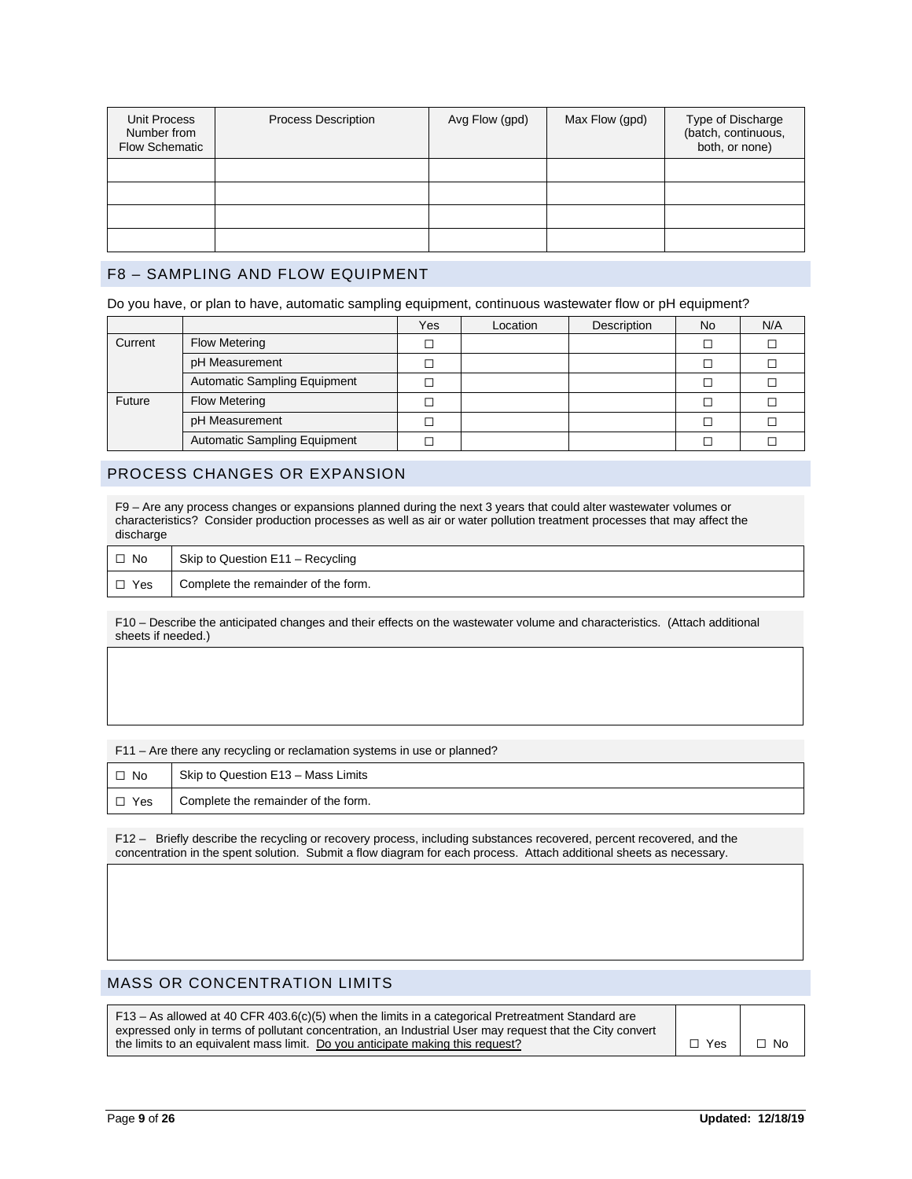| Unit Process Number from Flow Schematic | Process Description | Avg Flow (gpd) | Max Flow (gpd) | Type of Discharge (batch, continuous, both, or none) |
|---|---|---|---|---|
| | | | | |
| | | | | |
| | | | | |
| | | | | |

## F8 – SAMPLING AND FLOW EQUIPMENT

Do you have, or plan to have, automatic sampling equipment, continuous wastewater flow or pH equipment?

| | | Yes | Location | Description | No | N/A |
|---|---|---|---|---|---|---|
| Current | Flow Metering | ☐ | | | ☐ | ☐ |
| | pH Measurement | ☐ | | | ☐ | ☐ |
| | Automatic Sampling Equipment | ☐ | | | ☐ | ☐ |
| Future | Flow Metering | ☐ | | | ☐ | ☐ |
| | pH Measurement | ☐ | | | ☐ | ☐ |
| | Automatic Sampling Equipment | ☐ | | | ☐ | ☐ |

## PROCESS CHANGES OR EXPANSION

F9 – Are any process changes or expansions planned during the next 3 years that could alter wastewater volumes or characteristics? Consider production processes as well as air or water pollution treatment processes that may affect the discharge

| | |
|---|---|
| ☐ No | Skip to Question E11 – Recycling |
| ☐ Yes | Complete the remainder of the form. |

F10 – Describe the anticipated changes and their effects on the wastewater volume and characteristics. (Attach additional sheets if needed.)

F11 – Are there any recycling or reclamation systems in use or planned?

| | |
|---|---|
| ☐ No | Skip to Question E13 – Mass Limits |
| ☐ Yes | Complete the remainder of the form. |

F12 – Briefly describe the recycling or recovery process, including substances recovered, percent recovered, and the concentration in the spent solution. Submit a flow diagram for each process. Attach additional sheets as necessary.

## MASS OR CONCENTRATION LIMITS

| | | |
|---|---|---|
| F13 – As allowed at 40 CFR 403.6(c)(5) when the limits in a categorical Pretreatment Standard are expressed only in terms of pollutant concentration, an Industrial User may request that the City convert the limits to an equivalent mass limit. Do you anticipate making this request? | ☐ Yes | ☐ No |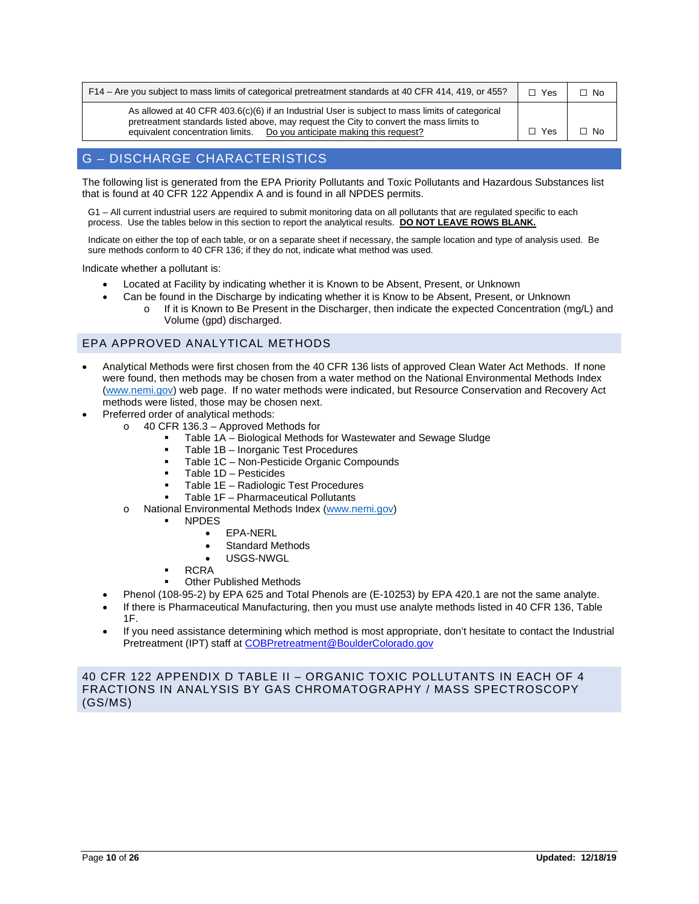| F14 – Are you subject to mass limits of categorical pretreatment standards at 40 CFR 414, 419, or 455? | ☐ Yes | ☐ No |
| --- | --- | --- |
| As allowed at 40 CFR 403.6(c)(6) if an Industrial User is subject to mass limits of categorical pretreatment standards listed above, may request the City to convert the mass limits to equivalent concentration limits. Do you anticipate making this request? | ☐ Yes | ☐ No |

## G – DISCHARGE CHARACTERISTICS

The following list is generated from the EPA Priority Pollutants and Toxic Pollutants and Hazardous Substances list that is found at 40 CFR 122 Appendix A and is found in all NPDES permits.

G1 – All current industrial users are required to submit monitoring data on all pollutants that are regulated specific to each process. Use the tables below in this section to report the analytical results. **DO NOT LEAVE ROWS BLANK.**

Indicate on either the top of each table, or on a separate sheet if necessary, the sample location and type of analysis used. Be sure methods conform to 40 CFR 136; if they do not, indicate what method was used.

Indicate whether a pollutant is:

- Located at Facility by indicating whether it is Known to be Absent, Present, or Unknown
- Can be found in the Discharge by indicating whether it is Know to be Absent, Present, or Unknown
  - If it is Known to Be Present in the Discharger, then indicate the expected Concentration (mg/L) and Volume (gpd) discharged.

### EPA APPROVED ANALYTICAL METHODS

- Analytical Methods were first chosen from the 40 CFR 136 lists of approved Clean Water Act Methods. If none were found, then methods may be chosen from a water method on the National Environmental Methods Index (www.nemi.gov) web page. If no water methods were indicated, but Resource Conservation and Recovery Act methods were listed, those may be chosen next.
- Preferred order of analytical methods:
  - 40 CFR 136.3 – Approved Methods for
    - Table 1A – Biological Methods for Wastewater and Sewage Sludge
    - Table 1B – Inorganic Test Procedures
    - Table 1C – Non-Pesticide Organic Compounds
    - Table 1D – Pesticides
    - Table 1E – Radiologic Test Procedures
    - Table 1F – Pharmaceutical Pollutants
  - National Environmental Methods Index (www.nemi.gov)
    - NPDES
      - EPA-NERL
      - Standard Methods
      - USGS-NWGL
    - RCRA
    - Other Published Methods
- Phenol (108-95-2) by EPA 625 and Total Phenols are (E-10253) by EPA 420.1 are not the same analyte.
- If there is Pharmaceutical Manufacturing, then you must use analyte methods listed in 40 CFR 136, Table 1F.
- If you need assistance determining which method is most appropriate, don't hesitate to contact the Industrial Pretreatment (IPT) staff at COBPretreatment@BoulderColorado.gov

### 40 CFR 122 APPENDIX D TABLE II – ORGANIC TOXIC POLLUTANTS IN EACH OF 4 FRACTIONS IN ANALYSIS BY GAS CHROMATOGRAPHY / MASS SPECTROSCOPY (GS/MS)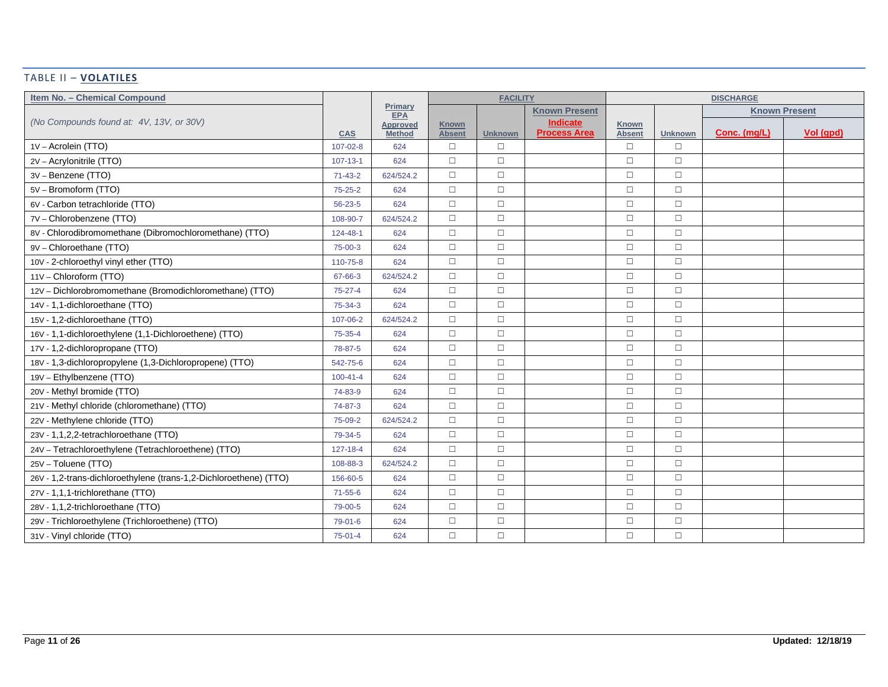TABLE II – **VOLATILES**

| Item No. – Chemical Compound | | Primary EPA Approved Method | FACILITY | | | DISCHARGE | | | |
|---|---|---|---|---|---|---|---|---|---|
| *(No Compounds found at: 4V, 13V, or 30V)* | CAS | | Known Absent | Unknown | Known Present Indicate Process Area | Known Absent | Unknown | Known Present Conc. (mg/L) | Known Present Vol (gpd) |
| 1V – Acrolein (TTO) | 107-02-8 | 624 | ☐ | ☐ | | ☐ | ☐ | | |
| 2V – Acrylonitrile (TTO) | 107-13-1 | 624 | ☐ | ☐ | | ☐ | ☐ | | |
| 3V – Benzene (TTO) | 71-43-2 | 624/524.2 | ☐ | ☐ | | ☐ | ☐ | | |
| 5V – Bromoform (TTO) | 75-25-2 | 624 | ☐ | ☐ | | ☐ | ☐ | | |
| 6V - Carbon tetrachloride (TTO) | 56-23-5 | 624 | ☐ | ☐ | | ☐ | ☐ | | |
| 7V – Chlorobenzene (TTO) | 108-90-7 | 624/524.2 | ☐ | ☐ | | ☐ | ☐ | | |
| 8V - Chlorodibromomethane (Dibromochloromethane) (TTO) | 124-48-1 | 624 | ☐ | ☐ | | ☐ | ☐ | | |
| 9V – Chloroethane (TTO) | 75-00-3 | 624 | ☐ | ☐ | | ☐ | ☐ | | |
| 10V - 2-chloroethyl vinyl ether (TTO) | 110-75-8 | 624 | ☐ | ☐ | | ☐ | ☐ | | |
| 11V – Chloroform (TTO) | 67-66-3 | 624/524.2 | ☐ | ☐ | | ☐ | ☐ | | |
| 12V – Dichlorobromomethane (Bromodichloromethane) (TTO) | 75-27-4 | 624 | ☐ | ☐ | | ☐ | ☐ | | |
| 14V - 1,1-dichloroethane (TTO) | 75-34-3 | 624 | ☐ | ☐ | | ☐ | ☐ | | |
| 15V - 1,2-dichloroethane (TTO) | 107-06-2 | 624/524.2 | ☐ | ☐ | | ☐ | ☐ | | |
| 16V - 1,1-dichloroethylene (1,1-Dichloroethene) (TTO) | 75-35-4 | 624 | ☐ | ☐ | | ☐ | ☐ | | |
| 17V - 1,2-dichloropropane (TTO) | 78-87-5 | 624 | ☐ | ☐ | | ☐ | ☐ | | |
| 18V - 1,3-dichloropropylene (1,3-Dichloropropene) (TTO) | 542-75-6 | 624 | ☐ | ☐ | | ☐ | ☐ | | |
| 19V – Ethylbenzene (TTO) | 100-41-4 | 624 | ☐ | ☐ | | ☐ | ☐ | | |
| 20V - Methyl bromide (TTO) | 74-83-9 | 624 | ☐ | ☐ | | ☐ | ☐ | | |
| 21V - Methyl chloride (chloromethane) (TTO) | 74-87-3 | 624 | ☐ | ☐ | | ☐ | ☐ | | |
| 22V - Methylene chloride (TTO) | 75-09-2 | 624/524.2 | ☐ | ☐ | | ☐ | ☐ | | |
| 23V - 1,1,2,2-tetrachloroethane (TTO) | 79-34-5 | 624 | ☐ | ☐ | | ☐ | ☐ | | |
| 24V – Tetrachloroethylene (Tetrachloroethene) (TTO) | 127-18-4 | 624 | ☐ | ☐ | | ☐ | ☐ | | |
| 25V – Toluene (TTO) | 108-88-3 | 624/524.2 | ☐ | ☐ | | ☐ | ☐ | | |
| 26V - 1,2-trans-dichloroethylene (trans-1,2-Dichloroethene) (TTO) | 156-60-5 | 624 | ☐ | ☐ | | ☐ | ☐ | | |
| 27V - 1,1,1-trichlorethane (TTO) | 71-55-6 | 624 | ☐ | ☐ | | ☐ | ☐ | | |
| 28V - 1,1,2-trichloroethane (TTO) | 79-00-5 | 624 | ☐ | ☐ | | ☐ | ☐ | | |
| 29V - Trichloroethylene (Trichloroethene) (TTO) | 79-01-6 | 624 | ☐ | ☐ | | ☐ | ☐ | | |
| 31V - Vinyl chloride (TTO) | 75-01-4 | 624 | ☐ | ☐ | | ☐ | ☐ | | |

**Updated: 12/18/19**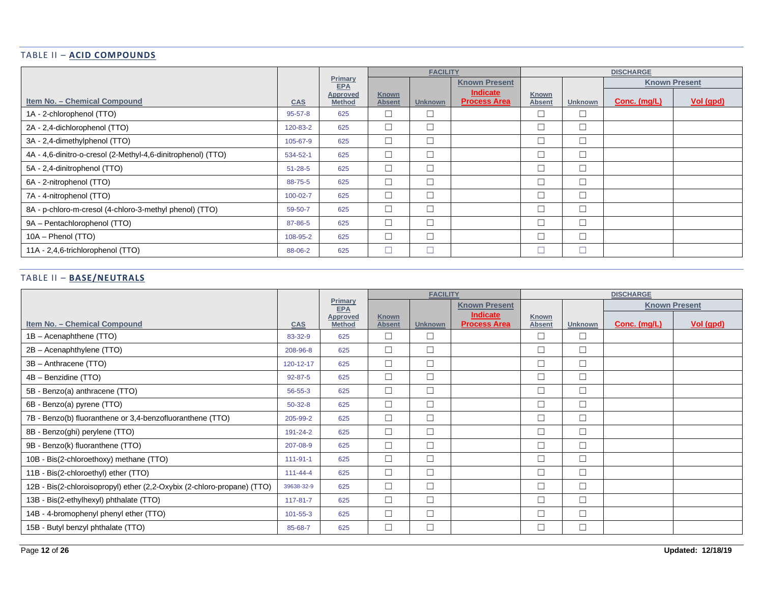## TABLE II – ACID COMPOUNDS

| Item No. – Chemical Compound | CAS | Primary EPA Approved Method | FACILITY | | | DISCHARGE | | | |
|---|---|---|---|---|---|---|---|---|---|
| | | | Known Absent | Unknown | Known Present Indicate Process Area | Known Absent | Unknown | Known Present | |
| | | | | | | | | Conc. (mg/L) | Vol (gpd) |
| 1A - 2-chlorophenol (TTO) | 95-57-8 | 625 | ☐ | ☐ | | ☐ | ☐ | | |
| 2A - 2,4-dichlorophenol (TTO) | 120-83-2 | 625 | ☐ | ☐ | | ☐ | ☐ | | |
| 3A - 2,4-dimethylphenol (TTO) | 105-67-9 | 625 | ☐ | ☐ | | ☐ | ☐ | | |
| 4A - 4,6-dinitro-o-cresol (2-Methyl-4,6-dinitrophenol) (TTO) | 534-52-1 | 625 | ☐ | ☐ | | ☐ | ☐ | | |
| 5A - 2,4-dinitrophenol (TTO) | 51-28-5 | 625 | ☐ | ☐ | | ☐ | ☐ | | |
| 6A - 2-nitrophenol (TTO) | 88-75-5 | 625 | ☐ | ☐ | | ☐ | ☐ | | |
| 7A - 4-nitrophenol (TTO) | 100-02-7 | 625 | ☐ | ☐ | | ☐ | ☐ | | |
| 8A - p-chloro-m-cresol (4-chloro-3-methyl phenol) (TTO) | 59-50-7 | 625 | ☐ | ☐ | | ☐ | ☐ | | |
| 9A – Pentachlorophenol (TTO) | 87-86-5 | 625 | ☐ | ☐ | | ☐ | ☐ | | |
| 10A – Phenol (TTO) | 108-95-2 | 625 | ☐ | ☐ | | ☐ | ☐ | | |
| 11A - 2,4,6-trichlorophenol (TTO) | 88-06-2 | 625 | ☐ | ☐ | | ☐ | ☐ | | |

## TABLE II – BASE/NEUTRALS

| Item No. – Chemical Compound | CAS | Primary EPA Approved Method | FACILITY | | | DISCHARGE | | | |
|---|---|---|---|---|---|---|---|---|---|
| | | | Known Absent | Unknown | Known Present Indicate Process Area | Known Absent | Unknown | Known Present | |
| | | | | | | | | Conc. (mg/L) | Vol (gpd) |
| 1B – Acenaphthene (TTO) | 83-32-9 | 625 | ☐ | ☐ | | ☐ | ☐ | | |
| 2B – Acenaphthylene (TTO) | 208-96-8 | 625 | ☐ | ☐ | | ☐ | ☐ | | |
| 3B – Anthracene (TTO) | 120-12-17 | 625 | ☐ | ☐ | | ☐ | ☐ | | |
| 4B – Benzidine (TTO) | 92-87-5 | 625 | ☐ | ☐ | | ☐ | ☐ | | |
| 5B - Benzo(a) anthracene (TTO) | 56-55-3 | 625 | ☐ | ☐ | | ☐ | ☐ | | |
| 6B - Benzo(a) pyrene (TTO) | 50-32-8 | 625 | ☐ | ☐ | | ☐ | ☐ | | |
| 7B - Benzo(b) fluoranthene or 3,4-benzofluoranthene (TTO) | 205-99-2 | 625 | ☐ | ☐ | | ☐ | ☐ | | |
| 8B - Benzo(ghi) perylene (TTO) | 191-24-2 | 625 | ☐ | ☐ | | ☐ | ☐ | | |
| 9B - Benzo(k) fluoranthene (TTO) | 207-08-9 | 625 | ☐ | ☐ | | ☐ | ☐ | | |
| 10B - Bis(2-chloroethoxy) methane (TTO) | 111-91-1 | 625 | ☐ | ☐ | | ☐ | ☐ | | |
| 11B - Bis(2-chloroethyl) ether (TTO) | 111-44-4 | 625 | ☐ | ☐ | | ☐ | ☐ | | |
| 12B - Bis(2-chloroisopropyl) ether (2,2-Oxybix (2-chloro-propane) (TTO) | 39638-32-9 | 625 | ☐ | ☐ | | ☐ | ☐ | | |
| 13B - Bis(2-ethylhexyl) phthalate (TTO) | 117-81-7 | 625 | ☐ | ☐ | | ☐ | ☐ | | |
| 14B - 4-bromophenyl phenyl ether (TTO) | 101-55-3 | 625 | ☐ | ☐ | | ☐ | ☐ | | |
| 15B - Butyl benzyl phthalate (TTO) | 85-68-7 | 625 | ☐ | ☐ | | ☐ | ☐ | | |

Updated: 12/18/19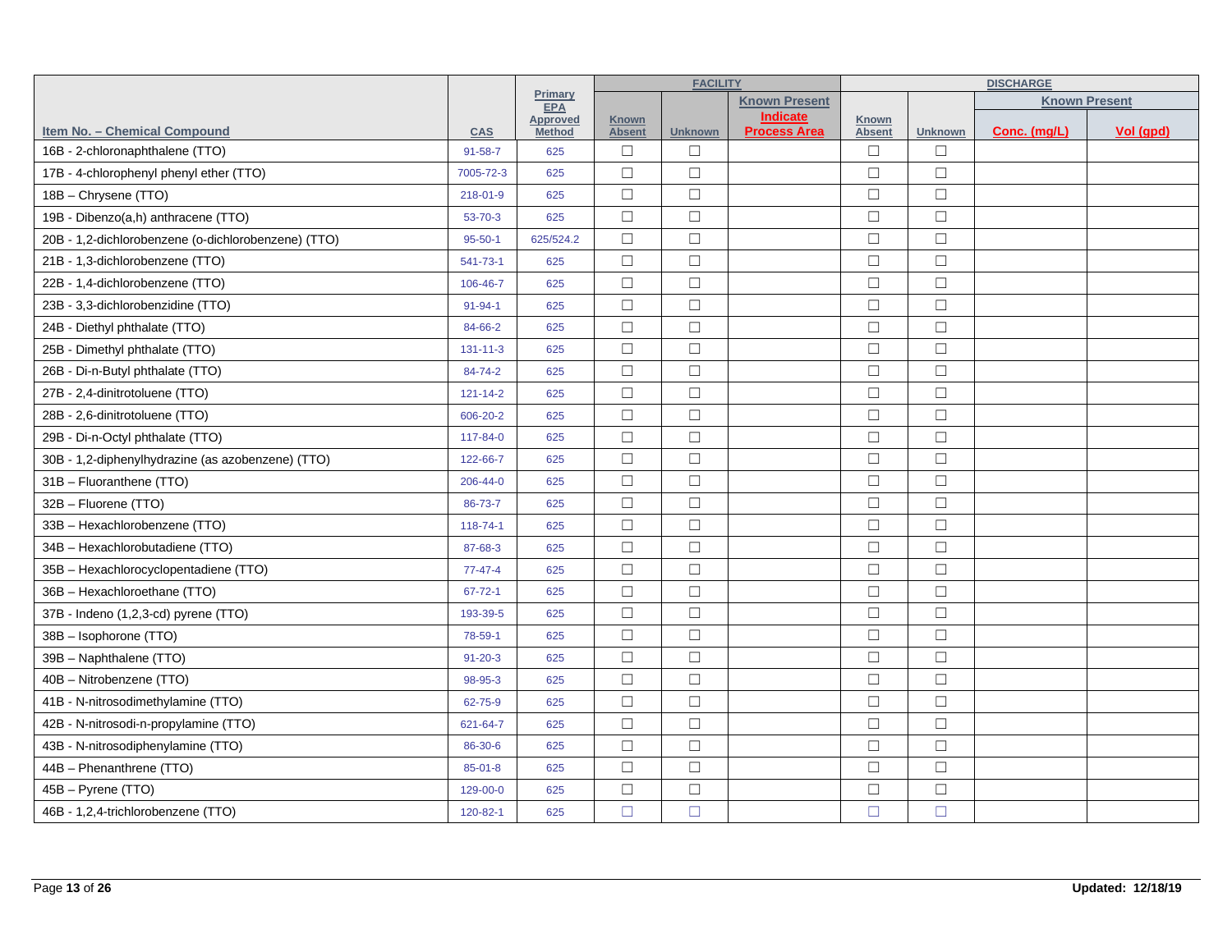| Item No. – Chemical Compound | CAS | Primary EPA Approved Method | FACILITY | | | DISCHARGE | | | |
|---|---|---|---|---|---|---|---|---|---|
| | | | Known Absent | Unknown | Known Present Indicate Process Area | Known Absent | Unknown | Known Present | |
| | | | | | | | | Conc. (mg/L) | Vol (gpd) |
| 16B - 2-chloronaphthalene (TTO) | 91-58-7 | 625 | ☐ | ☐ | | ☐ | ☐ | | |
| 17B - 4-chlorophenyl phenyl ether (TTO) | 7005-72-3 | 625 | ☐ | ☐ | | ☐ | ☐ | | |
| 18B – Chrysene (TTO) | 218-01-9 | 625 | ☐ | ☐ | | ☐ | ☐ | | |
| 19B - Dibenzo(a,h) anthracene (TTO) | 53-70-3 | 625 | ☐ | ☐ | | ☐ | ☐ | | |
| 20B - 1,2-dichlorobenzene (o-dichlorobenzene) (TTO) | 95-50-1 | 625/524.2 | ☐ | ☐ | | ☐ | ☐ | | |
| 21B - 1,3-dichlorobenzene (TTO) | 541-73-1 | 625 | ☐ | ☐ | | ☐ | ☐ | | |
| 22B - 1,4-dichlorobenzene (TTO) | 106-46-7 | 625 | ☐ | ☐ | | ☐ | ☐ | | |
| 23B - 3,3-dichlorobenzidine (TTO) | 91-94-1 | 625 | ☐ | ☐ | | ☐ | ☐ | | |
| 24B - Diethyl phthalate (TTO) | 84-66-2 | 625 | ☐ | ☐ | | ☐ | ☐ | | |
| 25B - Dimethyl phthalate (TTO) | 131-11-3 | 625 | ☐ | ☐ | | ☐ | ☐ | | |
| 26B - Di-n-Butyl phthalate (TTO) | 84-74-2 | 625 | ☐ | ☐ | | ☐ | ☐ | | |
| 27B - 2,4-dinitrotoluene (TTO) | 121-14-2 | 625 | ☐ | ☐ | | ☐ | ☐ | | |
| 28B - 2,6-dinitrotoluene (TTO) | 606-20-2 | 625 | ☐ | ☐ | | ☐ | ☐ | | |
| 29B - Di-n-Octyl phthalate (TTO) | 117-84-0 | 625 | ☐ | ☐ | | ☐ | ☐ | | |
| 30B - 1,2-diphenylhydrazine (as azobenzene) (TTO) | 122-66-7 | 625 | ☐ | ☐ | | ☐ | ☐ | | |
| 31B – Fluoranthene (TTO) | 206-44-0 | 625 | ☐ | ☐ | | ☐ | ☐ | | |
| 32B – Fluorene (TTO) | 86-73-7 | 625 | ☐ | ☐ | | ☐ | ☐ | | |
| 33B – Hexachlorobenzene (TTO) | 118-74-1 | 625 | ☐ | ☐ | | ☐ | ☐ | | |
| 34B – Hexachlorobutadiene (TTO) | 87-68-3 | 625 | ☐ | ☐ | | ☐ | ☐ | | |
| 35B – Hexachlorocyclopentadiene (TTO) | 77-47-4 | 625 | ☐ | ☐ | | ☐ | ☐ | | |
| 36B – Hexachloroethane (TTO) | 67-72-1 | 625 | ☐ | ☐ | | ☐ | ☐ | | |
| 37B - Indeno (1,2,3-cd) pyrene (TTO) | 193-39-5 | 625 | ☐ | ☐ | | ☐ | ☐ | | |
| 38B – Isophorone (TTO) | 78-59-1 | 625 | ☐ | ☐ | | ☐ | ☐ | | |
| 39B – Naphthalene (TTO) | 91-20-3 | 625 | ☐ | ☐ | | ☐ | ☐ | | |
| 40B – Nitrobenzene (TTO) | 98-95-3 | 625 | ☐ | ☐ | | ☐ | ☐ | | |
| 41B - N-nitrosodimethylamine (TTO) | 62-75-9 | 625 | ☐ | ☐ | | ☐ | ☐ | | |
| 42B - N-nitrosodi-n-propylamine (TTO) | 621-64-7 | 625 | ☐ | ☐ | | ☐ | ☐ | | |
| 43B - N-nitrosodiphenylamine (TTO) | 86-30-6 | 625 | ☐ | ☐ | | ☐ | ☐ | | |
| 44B – Phenanthrene (TTO) | 85-01-8 | 625 | ☐ | ☐ | | ☐ | ☐ | | |
| 45B – Pyrene (TTO) | 129-00-0 | 625 | ☐ | ☐ | | ☐ | ☐ | | |
| 46B - 1,2,4-trichlorobenzene (TTO) | 120-82-1 | 625 | ☐ | ☐ | | ☐ | ☐ | | |

Updated: 12/18/19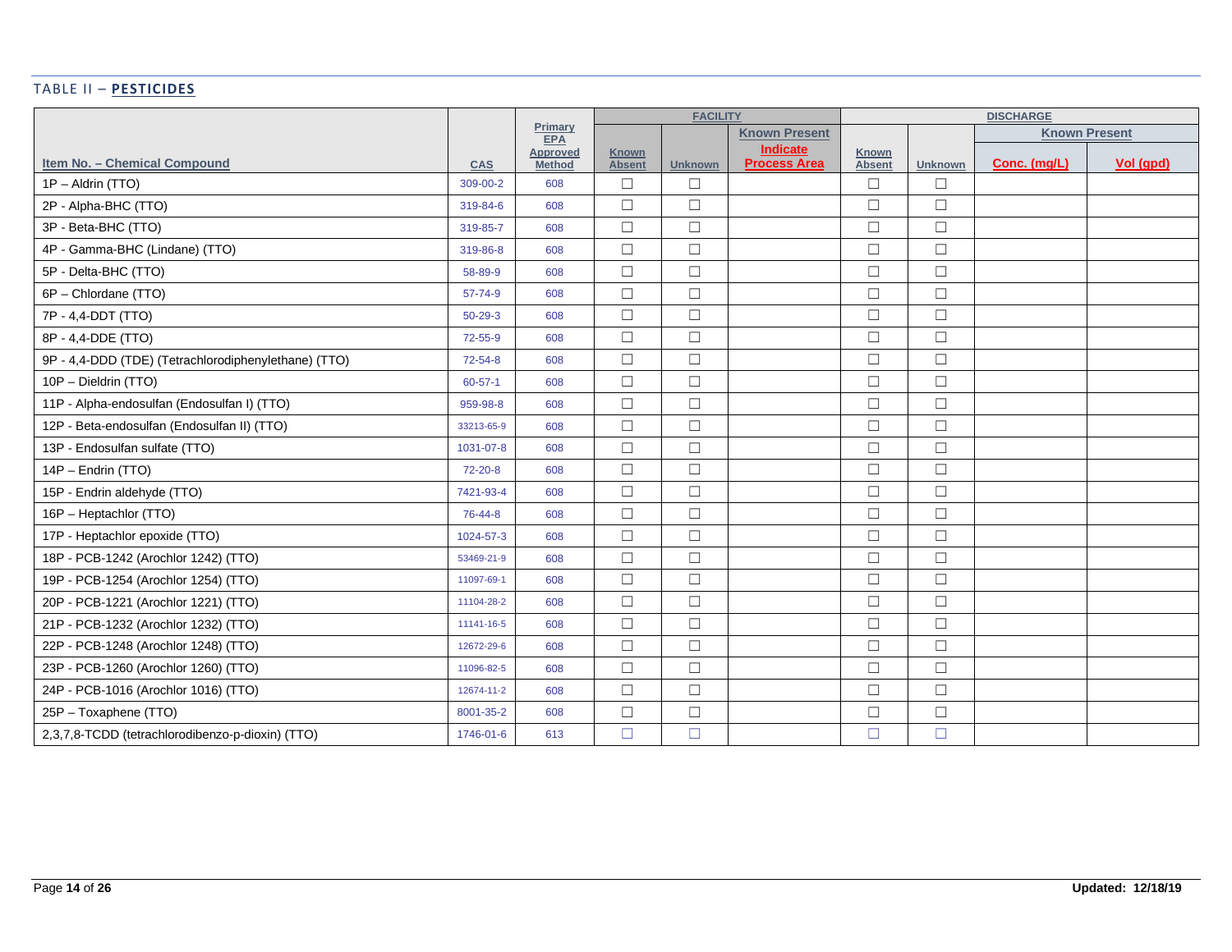## TABLE II – **PESTICIDES**

| Item No. – Chemical Compound | CAS | Primary EPA Approved Method | FACILITY | | | DISCHARGE | | | |
|---|---|---|---|---|---|---|---|---|---|
| | | | Known Absent | Unknown | Known Present Indicate Process Area | Known Absent | Unknown | Known Present | |
| | | | | | | | | Conc. (mg/L) | Vol (gpd) |
| 1P – Aldrin (TTO) | 309-00-2 | 608 | ☐ | ☐ | | ☐ | ☐ | | |
| 2P - Alpha-BHC (TTO) | 319-84-6 | 608 | ☐ | ☐ | | ☐ | ☐ | | |
| 3P - Beta-BHC (TTO) | 319-85-7 | 608 | ☐ | ☐ | | ☐ | ☐ | | |
| 4P - Gamma-BHC (Lindane) (TTO) | 319-86-8 | 608 | ☐ | ☐ | | ☐ | ☐ | | |
| 5P - Delta-BHC (TTO) | 58-89-9 | 608 | ☐ | ☐ | | ☐ | ☐ | | |
| 6P – Chlordane (TTO) | 57-74-9 | 608 | ☐ | ☐ | | ☐ | ☐ | | |
| 7P - 4,4-DDT (TTO) | 50-29-3 | 608 | ☐ | ☐ | | ☐ | ☐ | | |
| 8P - 4,4-DDE (TTO) | 72-55-9 | 608 | ☐ | ☐ | | ☐ | ☐ | | |
| 9P - 4,4-DDD (TDE) (Tetrachlorodiphenylethane) (TTO) | 72-54-8 | 608 | ☐ | ☐ | | ☐ | ☐ | | |
| 10P – Dieldrin (TTO) | 60-57-1 | 608 | ☐ | ☐ | | ☐ | ☐ | | |
| 11P - Alpha-endosulfan (Endosulfan I) (TTO) | 959-98-8 | 608 | ☐ | ☐ | | ☐ | ☐ | | |
| 12P - Beta-endosulfan (Endosulfan II) (TTO) | 33213-65-9 | 608 | ☐ | ☐ | | ☐ | ☐ | | |
| 13P - Endosulfan sulfate (TTO) | 1031-07-8 | 608 | ☐ | ☐ | | ☐ | ☐ | | |
| 14P – Endrin (TTO) | 72-20-8 | 608 | ☐ | ☐ | | ☐ | ☐ | | |
| 15P - Endrin aldehyde (TTO) | 7421-93-4 | 608 | ☐ | ☐ | | ☐ | ☐ | | |
| 16P – Heptachlor (TTO) | 76-44-8 | 608 | ☐ | ☐ | | ☐ | ☐ | | |
| 17P - Heptachlor epoxide (TTO) | 1024-57-3 | 608 | ☐ | ☐ | | ☐ | ☐ | | |
| 18P - PCB-1242 (Arochlor 1242) (TTO) | 53469-21-9 | 608 | ☐ | ☐ | | ☐ | ☐ | | |
| 19P - PCB-1254 (Arochlor 1254) (TTO) | 11097-69-1 | 608 | ☐ | ☐ | | ☐ | ☐ | | |
| 20P - PCB-1221 (Arochlor 1221) (TTO) | 11104-28-2 | 608 | ☐ | ☐ | | ☐ | ☐ | | |
| 21P - PCB-1232 (Arochlor 1232) (TTO) | 11141-16-5 | 608 | ☐ | ☐ | | ☐ | ☐ | | |
| 22P - PCB-1248 (Arochlor 1248) (TTO) | 12672-29-6 | 608 | ☐ | ☐ | | ☐ | ☐ | | |
| 23P - PCB-1260 (Arochlor 1260) (TTO) | 11096-82-5 | 608 | ☐ | ☐ | | ☐ | ☐ | | |
| 24P - PCB-1016 (Arochlor 1016) (TTO) | 12674-11-2 | 608 | ☐ | ☐ | | ☐ | ☐ | | |
| 25P – Toxaphene (TTO) | 8001-35-2 | 608 | ☐ | ☐ | | ☐ | ☐ | | |
| 2,3,7,8-TCDD (tetrachlorodibenzo-p-dioxin) (TTO) | 1746-01-6 | 613 | ☐ | ☐ | | ☐ | ☐ | | |

**Updated: 12/18/19**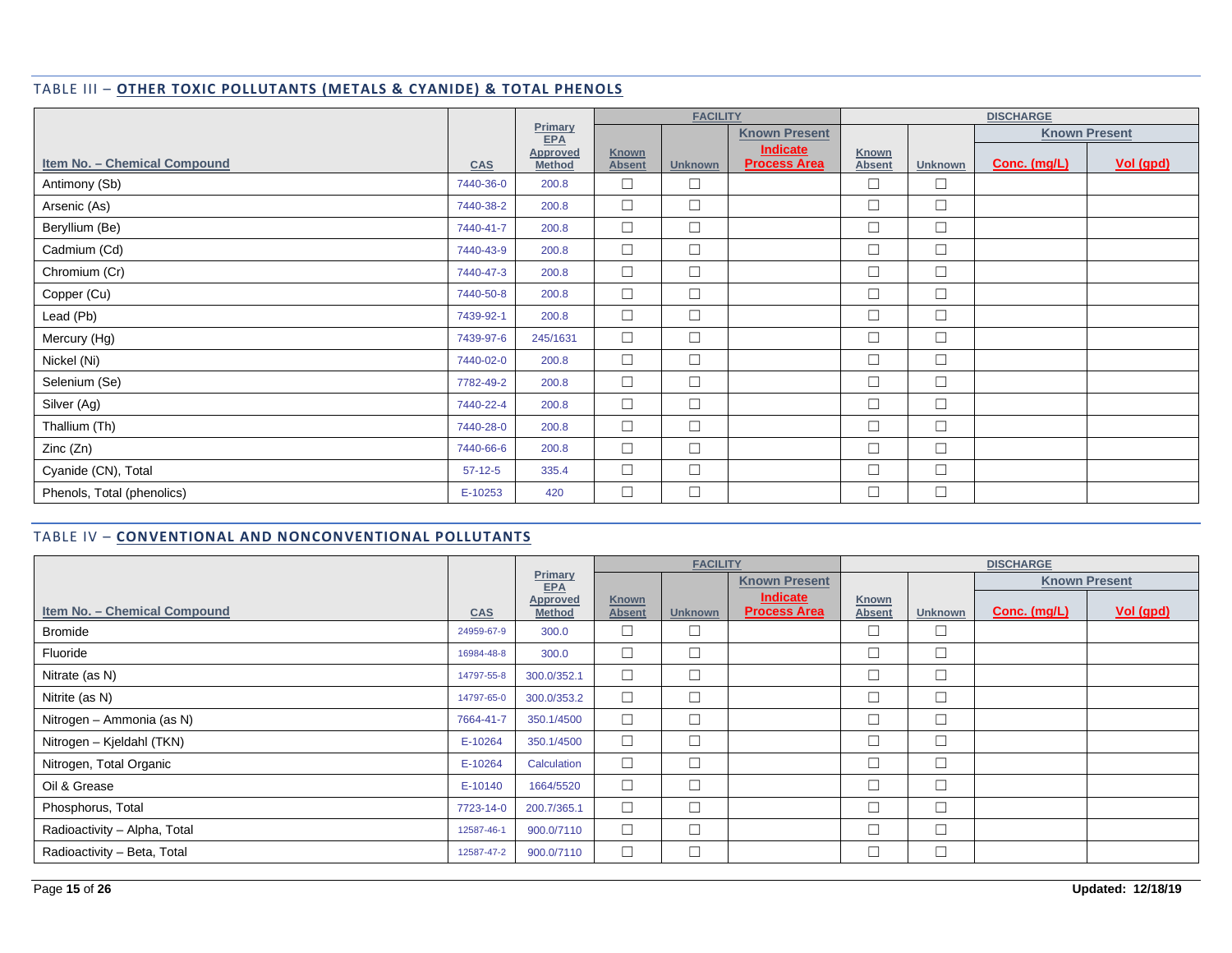## TABLE III – OTHER TOXIC POLLUTANTS (METALS & CYANIDE) & TOTAL PHENOLS

| Item No. – Chemical Compound | CAS | Primary EPA Approved Method | FACILITY | | | DISCHARGE | | | |
|---|---|---|---|---|---|---|---|---|---|
| | | | Known Absent | Unknown | Known Present Indicate Process Area | Known Absent | Unknown | Known Present | |
| | | | | | | | | Conc. (mg/L) | Vol (gpd) |
| Antimony (Sb) | 7440-36-0 | 200.8 | ☐ | ☐ | | ☐ | ☐ | | |
| Arsenic (As) | 7440-38-2 | 200.8 | ☐ | ☐ | | ☐ | ☐ | | |
| Beryllium (Be) | 7440-41-7 | 200.8 | ☐ | ☐ | | ☐ | ☐ | | |
| Cadmium (Cd) | 7440-43-9 | 200.8 | ☐ | ☐ | | ☐ | ☐ | | |
| Chromium (Cr) | 7440-47-3 | 200.8 | ☐ | ☐ | | ☐ | ☐ | | |
| Copper (Cu) | 7440-50-8 | 200.8 | ☐ | ☐ | | ☐ | ☐ | | |
| Lead (Pb) | 7439-92-1 | 200.8 | ☐ | ☐ | | ☐ | ☐ | | |
| Mercury (Hg) | 7439-97-6 | 245/1631 | ☐ | ☐ | | ☐ | ☐ | | |
| Nickel (Ni) | 7440-02-0 | 200.8 | ☐ | ☐ | | ☐ | ☐ | | |
| Selenium (Se) | 7782-49-2 | 200.8 | ☐ | ☐ | | ☐ | ☐ | | |
| Silver (Ag) | 7440-22-4 | 200.8 | ☐ | ☐ | | ☐ | ☐ | | |
| Thallium (Th) | 7440-28-0 | 200.8 | ☐ | ☐ | | ☐ | ☐ | | |
| Zinc (Zn) | 7440-66-6 | 200.8 | ☐ | ☐ | | ☐ | ☐ | | |
| Cyanide (CN), Total | 57-12-5 | 335.4 | ☐ | ☐ | | ☐ | ☐ | | |
| Phenols, Total (phenolics) | E-10253 | 420 | ☐ | ☐ | | ☐ | ☐ | | |

## TABLE IV – CONVENTIONAL AND NONCONVENTIONAL POLLUTANTS

| Item No. – Chemical Compound | CAS | Primary EPA Approved Method | FACILITY | | | DISCHARGE | | | |
|---|---|---|---|---|---|---|---|---|---|
| | | | Known Absent | Unknown | Known Present Indicate Process Area | Known Absent | Unknown | Known Present | |
| | | | | | | | | Conc. (mg/L) | Vol (gpd) |
| Bromide | 24959-67-9 | 300.0 | ☐ | ☐ | | ☐ | ☐ | | |
| Fluoride | 16984-48-8 | 300.0 | ☐ | ☐ | | ☐ | ☐ | | |
| Nitrate (as N) | 14797-55-8 | 300.0/352.1 | ☐ | ☐ | | ☐ | ☐ | | |
| Nitrite (as N) | 14797-65-0 | 300.0/353.2 | ☐ | ☐ | | ☐ | ☐ | | |
| Nitrogen – Ammonia (as N) | 7664-41-7 | 350.1/4500 | ☐ | ☐ | | ☐ | ☐ | | |
| Nitrogen – Kjeldahl (TKN) | E-10264 | 350.1/4500 | ☐ | ☐ | | ☐ | ☐ | | |
| Nitrogen, Total Organic | E-10264 | Calculation | ☐ | ☐ | | ☐ | ☐ | | |
| Oil & Grease | E-10140 | 1664/5520 | ☐ | ☐ | | ☐ | ☐ | | |
| Phosphorus, Total | 7723-14-0 | 200.7/365.1 | ☐ | ☐ | | ☐ | ☐ | | |
| Radioactivity – Alpha, Total | 12587-46-1 | 900.0/7110 | ☐ | ☐ | | ☐ | ☐ | | |
| Radioactivity – Beta, Total | 12587-47-2 | 900.0/7110 | ☐ | ☐ | | ☐ | ☐ | | |

Updated: 12/18/19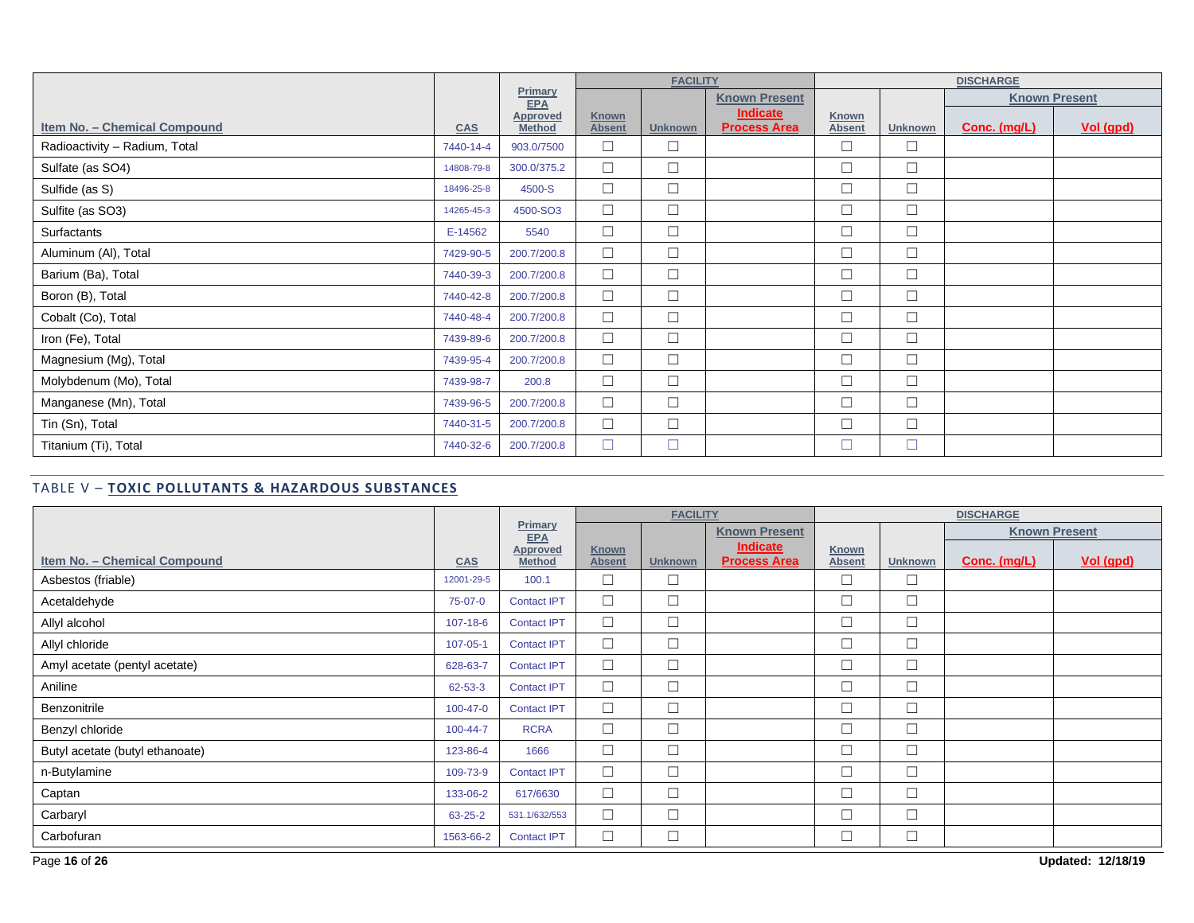| Item No. – Chemical Compound | CAS | Primary EPA Approved Method | FACILITY | | | DISCHARGE | | | |
|---|---|---|---|---|---|---|---|---|---|
| | | | Known Absent | Unknown | Known Present Indicate Process Area | Known Absent | Unknown | Known Present | |
| | | | | | | | | Conc. (mg/L) | Vol (gpd) |
| Radioactivity – Radium, Total | 7440-14-4 | 903.0/7500 | ☐ | ☐ | | ☐ | ☐ | | |
| Sulfate (as SO4) | 14808-79-8 | 300.0/375.2 | ☐ | ☐ | | ☐ | ☐ | | |
| Sulfide (as S) | 18496-25-8 | 4500-S | ☐ | ☐ | | ☐ | ☐ | | |
| Sulfite (as SO3) | 14265-45-3 | 4500-SO3 | ☐ | ☐ | | ☐ | ☐ | | |
| Surfactants | E-14562 | 5540 | ☐ | ☐ | | ☐ | ☐ | | |
| Aluminum (Al), Total | 7429-90-5 | 200.7/200.8 | ☐ | ☐ | | ☐ | ☐ | | |
| Barium (Ba), Total | 7440-39-3 | 200.7/200.8 | ☐ | ☐ | | ☐ | ☐ | | |
| Boron (B), Total | 7440-42-8 | 200.7/200.8 | ☐ | ☐ | | ☐ | ☐ | | |
| Cobalt (Co), Total | 7440-48-4 | 200.7/200.8 | ☐ | ☐ | | ☐ | ☐ | | |
| Iron (Fe), Total | 7439-89-6 | 200.7/200.8 | ☐ | ☐ | | ☐ | ☐ | | |
| Magnesium (Mg), Total | 7439-95-4 | 200.7/200.8 | ☐ | ☐ | | ☐ | ☐ | | |
| Molybdenum (Mo), Total | 7439-98-7 | 200.8 | ☐ | ☐ | | ☐ | ☐ | | |
| Manganese (Mn), Total | 7439-96-5 | 200.7/200.8 | ☐ | ☐ | | ☐ | ☐ | | |
| Tin (Sn), Total | 7440-31-5 | 200.7/200.8 | ☐ | ☐ | | ☐ | ☐ | | |
| Titanium (Ti), Total | 7440-32-6 | 200.7/200.8 | ☐ | ☐ | | ☐ | ☐ | | |

## TABLE V – TOXIC POLLUTANTS & HAZARDOUS SUBSTANCES

| Item No. – Chemical Compound | CAS | Primary EPA Approved Method | FACILITY | | | DISCHARGE | | | |
|---|---|---|---|---|---|---|---|---|---|
| | | | Known Absent | Unknown | Known Present Indicate Process Area | Known Absent | Unknown | Known Present | |
| | | | | | | | | Conc. (mg/L) | Vol (gpd) |
| Asbestos (friable) | 12001-29-5 | 100.1 | ☐ | ☐ | | ☐ | ☐ | | |
| Acetaldehyde | 75-07-0 | Contact IPT | ☐ | ☐ | | ☐ | ☐ | | |
| Allyl alcohol | 107-18-6 | Contact IPT | ☐ | ☐ | | ☐ | ☐ | | |
| Allyl chloride | 107-05-1 | Contact IPT | ☐ | ☐ | | ☐ | ☐ | | |
| Amyl acetate (pentyl acetate) | 628-63-7 | Contact IPT | ☐ | ☐ | | ☐ | ☐ | | |
| Aniline | 62-53-3 | Contact IPT | ☐ | ☐ | | ☐ | ☐ | | |
| Benzonitrile | 100-47-0 | Contact IPT | ☐ | ☐ | | ☐ | ☐ | | |
| Benzyl chloride | 100-44-7 | RCRA | ☐ | ☐ | | ☐ | ☐ | | |
| Butyl acetate (butyl ethanoate) | 123-86-4 | 1666 | ☐ | ☐ | | ☐ | ☐ | | |
| n-Butylamine | 109-73-9 | Contact IPT | ☐ | ☐ | | ☐ | ☐ | | |
| Captan | 133-06-2 | 617/6630 | ☐ | ☐ | | ☐ | ☐ | | |
| Carbaryl | 63-25-2 | 531.1/632/553 | ☐ | ☐ | | ☐ | ☐ | | |
| Carbofuran | 1563-66-2 | Contact IPT | ☐ | ☐ | | ☐ | ☐ | | |

Updated: 12/18/19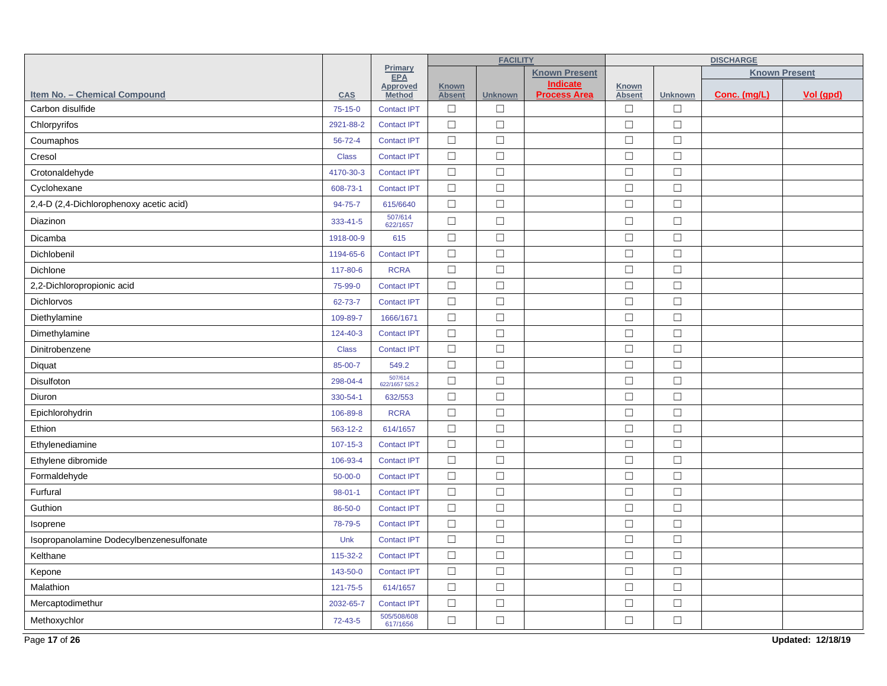| Item No. – Chemical Compound | CAS | Primary EPA Approved Method | FACILITY | | | DISCHARGE | | | |
|---|---|---|---|---|---|---|---|---|---|
| | | | Known Absent | Unknown | Known Present Indicate Process Area | Known Absent | Unknown | Known Present | |
| | | | | | | | | Conc. (mg/L) | Vol (gpd) |
| Carbon disulfide | 75-15-0 | Contact IPT | ☐ | ☐ | | ☐ | ☐ | | |
| Chlorpyrifos | 2921-88-2 | Contact IPT | ☐ | ☐ | | ☐ | ☐ | | |
| Coumaphos | 56-72-4 | Contact IPT | ☐ | ☐ | | ☐ | ☐ | | |
| Cresol | Class | Contact IPT | ☐ | ☐ | | ☐ | ☐ | | |
| Crotonaldehyde | 4170-30-3 | Contact IPT | ☐ | ☐ | | ☐ | ☐ | | |
| Cyclohexane | 608-73-1 | Contact IPT | ☐ | ☐ | | ☐ | ☐ | | |
| 2,4-D (2,4-Dichlorophenoxy acetic acid) | 94-75-7 | 615/6640 | ☐ | ☐ | | ☐ | ☐ | | |
| Diazinon | 333-41-5 | 507/614 622/1657 | ☐ | ☐ | | ☐ | ☐ | | |
| Dicamba | 1918-00-9 | 615 | ☐ | ☐ | | ☐ | ☐ | | |
| Dichlobenil | 1194-65-6 | Contact IPT | ☐ | ☐ | | ☐ | ☐ | | |
| Dichlone | 117-80-6 | RCRA | ☐ | ☐ | | ☐ | ☐ | | |
| 2,2-Dichloropropionic acid | 75-99-0 | Contact IPT | ☐ | ☐ | | ☐ | ☐ | | |
| Dichlorvos | 62-73-7 | Contact IPT | ☐ | ☐ | | ☐ | ☐ | | |
| Diethylamine | 109-89-7 | 1666/1671 | ☐ | ☐ | | ☐ | ☐ | | |
| Dimethylamine | 124-40-3 | Contact IPT | ☐ | ☐ | | ☐ | ☐ | | |
| Dinitrobenzene | Class | Contact IPT | ☐ | ☐ | | ☐ | ☐ | | |
| Diquat | 85-00-7 | 549.2 | ☐ | ☐ | | ☐ | ☐ | | |
| Disulfoton | 298-04-4 | 507/614 622/1657 525.2 | ☐ | ☐ | | ☐ | ☐ | | |
| Diuron | 330-54-1 | 632/553 | ☐ | ☐ | | ☐ | ☐ | | |
| Epichlorohydrin | 106-89-8 | RCRA | ☐ | ☐ | | ☐ | ☐ | | |
| Ethion | 563-12-2 | 614/1657 | ☐ | ☐ | | ☐ | ☐ | | |
| Ethylenediamine | 107-15-3 | Contact IPT | ☐ | ☐ | | ☐ | ☐ | | |
| Ethylene dibromide | 106-93-4 | Contact IPT | ☐ | ☐ | | ☐ | ☐ | | |
| Formaldehyde | 50-00-0 | Contact IPT | ☐ | ☐ | | ☐ | ☐ | | |
| Furfural | 98-01-1 | Contact IPT | ☐ | ☐ | | ☐ | ☐ | | |
| Guthion | 86-50-0 | Contact IPT | ☐ | ☐ | | ☐ | ☐ | | |
| Isoprene | 78-79-5 | Contact IPT | ☐ | ☐ | | ☐ | ☐ | | |
| Isopropanolamine Dodecylbenzenesulfonate | Unk | Contact IPT | ☐ | ☐ | | ☐ | ☐ | | |
| Kelthane | 115-32-2 | Contact IPT | ☐ | ☐ | | ☐ | ☐ | | |
| Kepone | 143-50-0 | Contact IPT | ☐ | ☐ | | ☐ | ☐ | | |
| Malathion | 121-75-5 | 614/1657 | ☐ | ☐ | | ☐ | ☐ | | |
| Mercaptodimethur | 2032-65-7 | Contact IPT | ☐ | ☐ | | ☐ | ☐ | | |
| Methoxychlor | 72-43-5 | 505/508/608 617/1656 | ☐ | ☐ | | ☐ | ☐ | | |

Updated: 12/18/19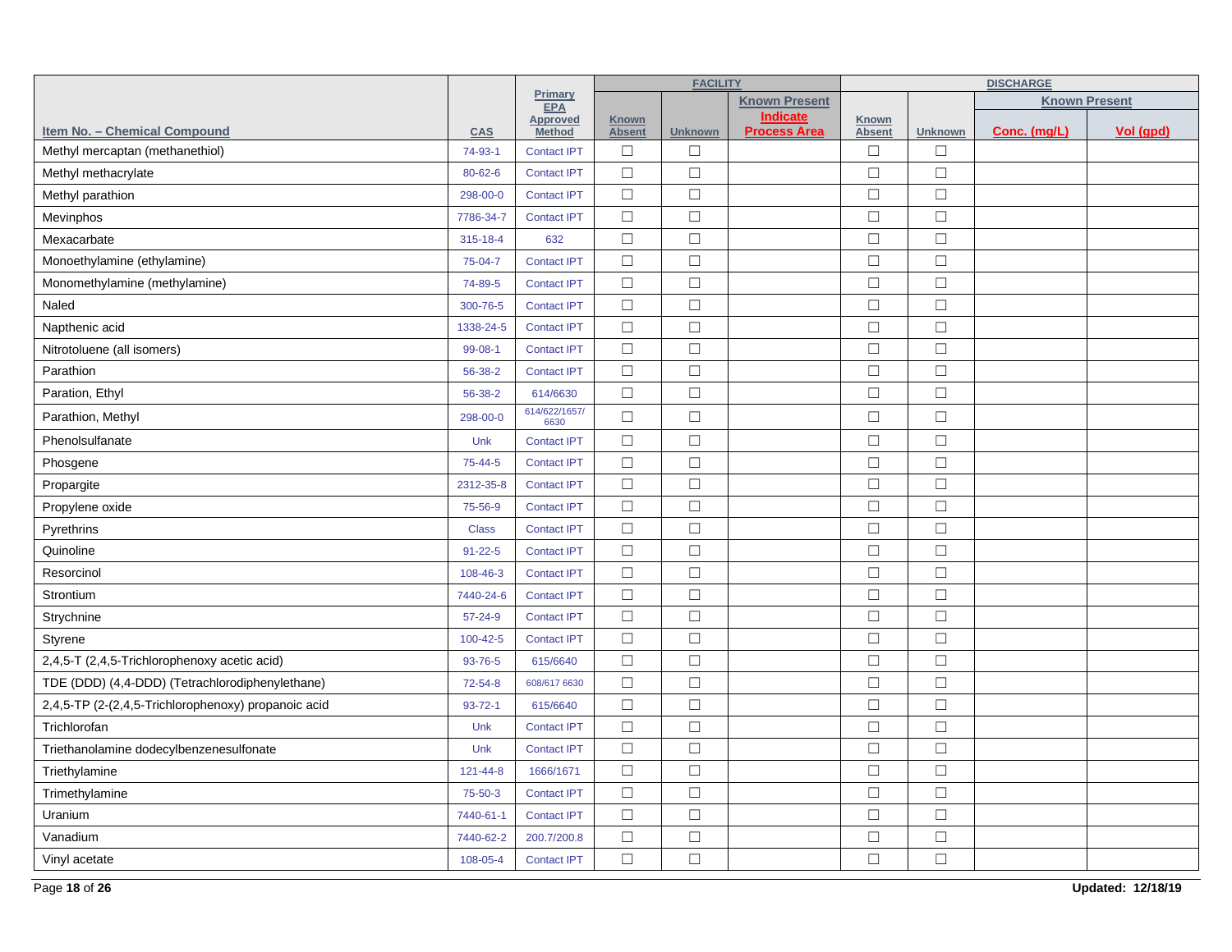| Item No. – Chemical Compound | CAS | Primary EPA Approved Method | FACILITY | | | DISCHARGE | | | |
|---|---|---|---|---|---|---|---|---|---|
| | | | Known Absent | Unknown | Known Present Indicate Process Area | Known Absent | Unknown | Known Present | |
| | | | | | | | | Conc. (mg/L) | Vol (gpd) |
| Methyl mercaptan (methanethiol) | 74-93-1 | Contact IPT | ☐ | ☐ | | ☐ | ☐ | | |
| Methyl methacrylate | 80-62-6 | Contact IPT | ☐ | ☐ | | ☐ | ☐ | | |
| Methyl parathion | 298-00-0 | Contact IPT | ☐ | ☐ | | ☐ | ☐ | | |
| Mevinphos | 7786-34-7 | Contact IPT | ☐ | ☐ | | ☐ | ☐ | | |
| Mexacarbate | 315-18-4 | 632 | ☐ | ☐ | | ☐ | ☐ | | |
| Monoethylamine (ethylamine) | 75-04-7 | Contact IPT | ☐ | ☐ | | ☐ | ☐ | | |
| Monomethylamine (methylamine) | 74-89-5 | Contact IPT | ☐ | ☐ | | ☐ | ☐ | | |
| Naled | 300-76-5 | Contact IPT | ☐ | ☐ | | ☐ | ☐ | | |
| Napthenic acid | 1338-24-5 | Contact IPT | ☐ | ☐ | | ☐ | ☐ | | |
| Nitrotoluene (all isomers) | 99-08-1 | Contact IPT | ☐ | ☐ | | ☐ | ☐ | | |
| Parathion | 56-38-2 | Contact IPT | ☐ | ☐ | | ☐ | ☐ | | |
| Paration, Ethyl | 56-38-2 | 614/6630 | ☐ | ☐ | | ☐ | ☐ | | |
| Parathion, Methyl | 298-00-0 | 614/622/1657/ 6630 | ☐ | ☐ | | ☐ | ☐ | | |
| Phenolsulfanate | Unk | Contact IPT | ☐ | ☐ | | ☐ | ☐ | | |
| Phosgene | 75-44-5 | Contact IPT | ☐ | ☐ | | ☐ | ☐ | | |
| Propargite | 2312-35-8 | Contact IPT | ☐ | ☐ | | ☐ | ☐ | | |
| Propylene oxide | 75-56-9 | Contact IPT | ☐ | ☐ | | ☐ | ☐ | | |
| Pyrethrins | Class | Contact IPT | ☐ | ☐ | | ☐ | ☐ | | |
| Quinoline | 91-22-5 | Contact IPT | ☐ | ☐ | | ☐ | ☐ | | |
| Resorcinol | 108-46-3 | Contact IPT | ☐ | ☐ | | ☐ | ☐ | | |
| Strontium | 7440-24-6 | Contact IPT | ☐ | ☐ | | ☐ | ☐ | | |
| Strychnine | 57-24-9 | Contact IPT | ☐ | ☐ | | ☐ | ☐ | | |
| Styrene | 100-42-5 | Contact IPT | ☐ | ☐ | | ☐ | ☐ | | |
| 2,4,5-T (2,4,5-Trichlorophenoxy acetic acid) | 93-76-5 | 615/6640 | ☐ | ☐ | | ☐ | ☐ | | |
| TDE (DDD) (4,4-DDD) (Tetrachlorodiphenylethane) | 72-54-8 | 608/617 6630 | ☐ | ☐ | | ☐ | ☐ | | |
| 2,4,5-TP (2-(2,4,5-Trichlorophenoxy) propanoic acid | 93-72-1 | 615/6640 | ☐ | ☐ | | ☐ | ☐ | | |
| Trichlorofan | Unk | Contact IPT | ☐ | ☐ | | ☐ | ☐ | | |
| Triethanolamine dodecylbenzenesulfonate | Unk | Contact IPT | ☐ | ☐ | | ☐ | ☐ | | |
| Triethylamine | 121-44-8 | 1666/1671 | ☐ | ☐ | | ☐ | ☐ | | |
| Trimethylamine | 75-50-3 | Contact IPT | ☐ | ☐ | | ☐ | ☐ | | |
| Uranium | 7440-61-1 | Contact IPT | ☐ | ☐ | | ☐ | ☐ | | |
| Vanadium | 7440-62-2 | 200.7/200.8 | ☐ | ☐ | | ☐ | ☐ | | |
| Vinyl acetate | 108-05-4 | Contact IPT | ☐ | ☐ | | ☐ | ☐ | | |

Updated: 12/18/19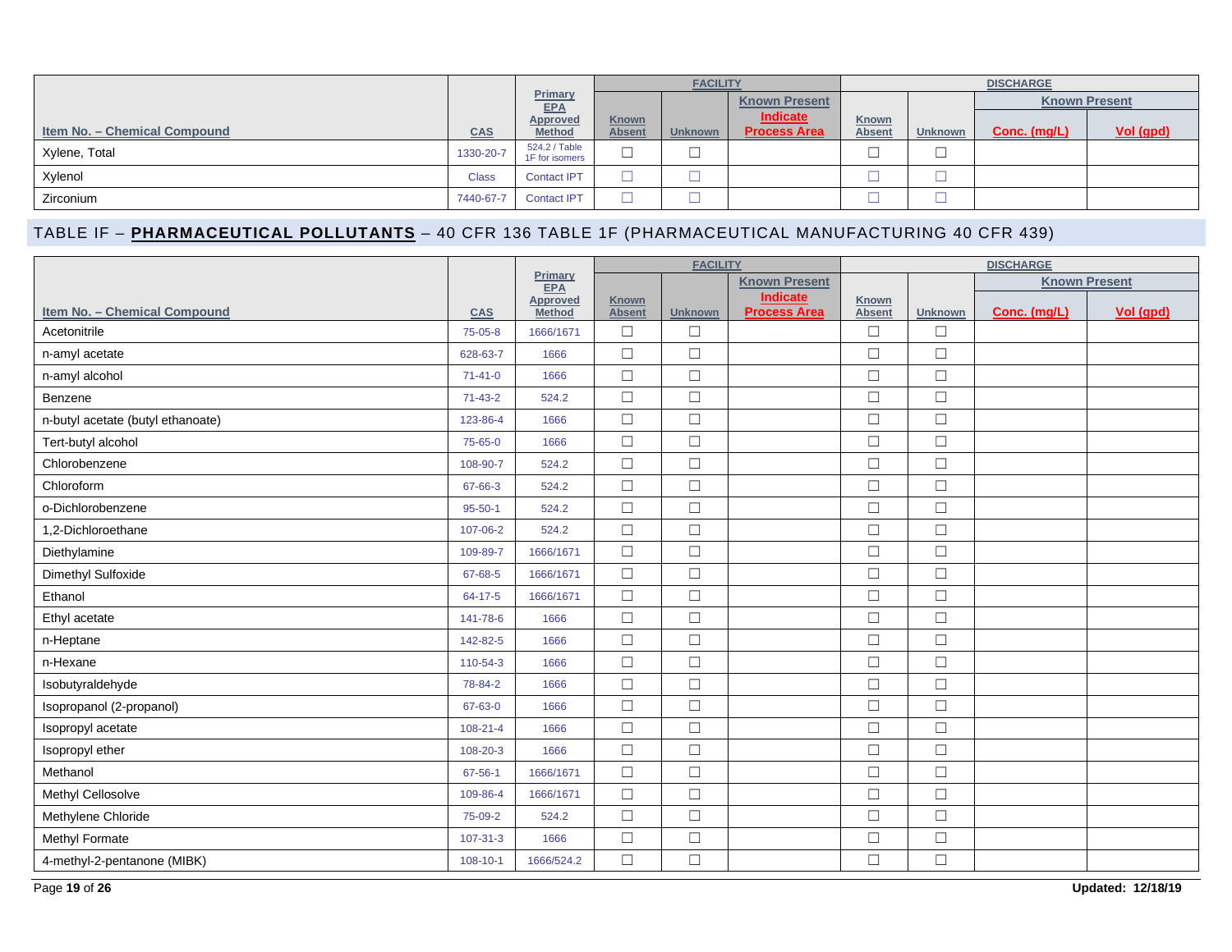| Item No. – Chemical Compound | CAS | Primary EPA Approved Method | FACILITY | | | DISCHARGE | | | |
|---|---|---|---|---|---|---|---|---|---|
| | | | Known Absent | Unknown | Known Present Indicate Process Area | Known Absent | Unknown | Known Present | |
| | | | | | | | | Conc. (mg/L) | Vol (gpd) |
| Xylene, Total | 1330-20-7 | 524.2 / Table 1F for isomers | ☐ | ☐ | | ☐ | ☐ | | |
| Xylenol | Class | Contact IPT | ☐ | ☐ | | ☐ | ☐ | | |
| Zirconium | 7440-67-7 | Contact IPT | ☐ | ☐ | | ☐ | ☐ | | |

## TABLE IF – PHARMACEUTICAL POLLUTANTS – 40 CFR 136 TABLE 1F (PHARMACEUTICAL MANUFACTURING 40 CFR 439)

| Item No. – Chemical Compound | CAS | Primary EPA Approved Method | FACILITY | | | DISCHARGE | | | |
|---|---|---|---|---|---|---|---|---|---|
| | | | Known Absent | Unknown | Known Present Indicate Process Area | Known Absent | Unknown | Known Present | |
| | | | | | | | | Conc. (mg/L) | Vol (gpd) |
| Acetonitrile | 75-05-8 | 1666/1671 | ☐ | ☐ | | ☐ | ☐ | | |
| n-amyl acetate | 628-63-7 | 1666 | ☐ | ☐ | | ☐ | ☐ | | |
| n-amyl alcohol | 71-41-0 | 1666 | ☐ | ☐ | | ☐ | ☐ | | |
| Benzene | 71-43-2 | 524.2 | ☐ | ☐ | | ☐ | ☐ | | |
| n-butyl acetate (butyl ethanoate) | 123-86-4 | 1666 | ☐ | ☐ | | ☐ | ☐ | | |
| Tert-butyl alcohol | 75-65-0 | 1666 | ☐ | ☐ | | ☐ | ☐ | | |
| Chlorobenzene | 108-90-7 | 524.2 | ☐ | ☐ | | ☐ | ☐ | | |
| Chloroform | 67-66-3 | 524.2 | ☐ | ☐ | | ☐ | ☐ | | |
| o-Dichlorobenzene | 95-50-1 | 524.2 | ☐ | ☐ | | ☐ | ☐ | | |
| 1,2-Dichloroethane | 107-06-2 | 524.2 | ☐ | ☐ | | ☐ | ☐ | | |
| Diethylamine | 109-89-7 | 1666/1671 | ☐ | ☐ | | ☐ | ☐ | | |
| Dimethyl Sulfoxide | 67-68-5 | 1666/1671 | ☐ | ☐ | | ☐ | ☐ | | |
| Ethanol | 64-17-5 | 1666/1671 | ☐ | ☐ | | ☐ | ☐ | | |
| Ethyl acetate | 141-78-6 | 1666 | ☐ | ☐ | | ☐ | ☐ | | |
| n-Heptane | 142-82-5 | 1666 | ☐ | ☐ | | ☐ | ☐ | | |
| n-Hexane | 110-54-3 | 1666 | ☐ | ☐ | | ☐ | ☐ | | |
| Isobutyraldehyde | 78-84-2 | 1666 | ☐ | ☐ | | ☐ | ☐ | | |
| Isopropanol (2-propanol) | 67-63-0 | 1666 | ☐ | ☐ | | ☐ | ☐ | | |
| Isopropyl acetate | 108-21-4 | 1666 | ☐ | ☐ | | ☐ | ☐ | | |
| Isopropyl ether | 108-20-3 | 1666 | ☐ | ☐ | | ☐ | ☐ | | |
| Methanol | 67-56-1 | 1666/1671 | ☐ | ☐ | | ☐ | ☐ | | |
| Methyl Cellosolve | 109-86-4 | 1666/1671 | ☐ | ☐ | | ☐ | ☐ | | |
| Methylene Chloride | 75-09-2 | 524.2 | ☐ | ☐ | | ☐ | ☐ | | |
| Methyl Formate | 107-31-3 | 1666 | ☐ | ☐ | | ☐ | ☐ | | |
| 4-methyl-2-pentanone (MIBK) | 108-10-1 | 1666/524.2 | ☐ | ☐ | | ☐ | ☐ | | |

Updated: 12/18/19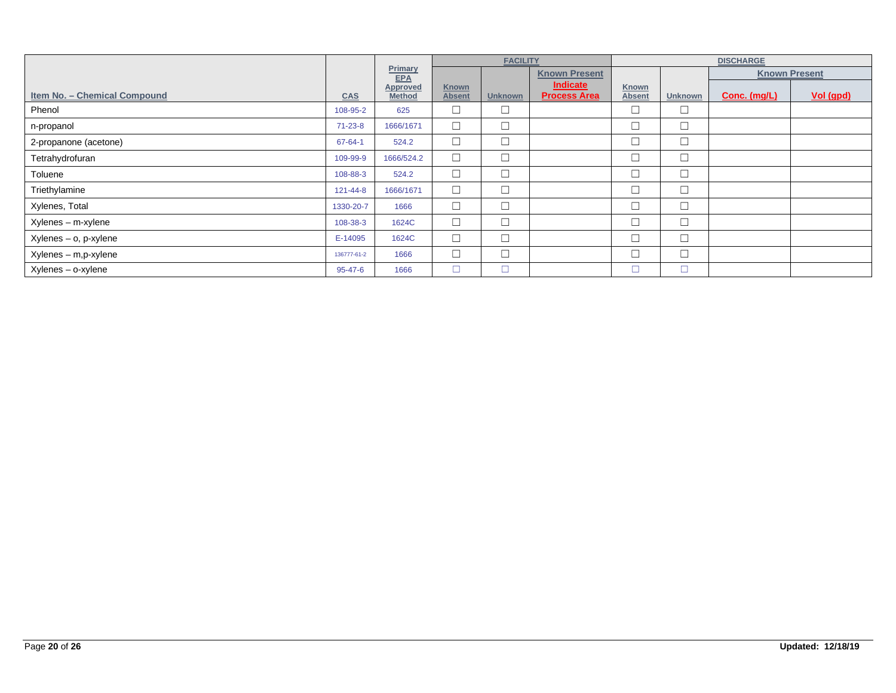| Item No. – Chemical Compound | CAS | Primary EPA Approved Method | FACILITY | | | DISCHARGE | | | |
|---|---|---|---|---|---|---|---|---|---|
| | | | Known Absent | Unknown | Known Present Indicate Process Area | Known Absent | Unknown | Known Present | |
| | | | | | | | | Conc. (mg/L) | Vol (gpd) |
| Phenol | 108-95-2 | 625 | ☐ | ☐ | | ☐ | ☐ | | |
| n-propanol | 71-23-8 | 1666/1671 | ☐ | ☐ | | ☐ | ☐ | | |
| 2-propanone (acetone) | 67-64-1 | 524.2 | ☐ | ☐ | | ☐ | ☐ | | |
| Tetrahydrofuran | 109-99-9 | 1666/524.2 | ☐ | ☐ | | ☐ | ☐ | | |
| Toluene | 108-88-3 | 524.2 | ☐ | ☐ | | ☐ | ☐ | | |
| Triethylamine | 121-44-8 | 1666/1671 | ☐ | ☐ | | ☐ | ☐ | | |
| Xylenes, Total | 1330-20-7 | 1666 | ☐ | ☐ | | ☐ | ☐ | | |
| Xylenes – m-xylene | 108-38-3 | 1624C | ☐ | ☐ | | ☐ | ☐ | | |
| Xylenes – o, p-xylene | E-14095 | 1624C | ☐ | ☐ | | ☐ | ☐ | | |
| Xylenes – m,p-xylene | 136777-61-2 | 1666 | ☐ | ☐ | | ☐ | ☐ | | |
| Xylenes – o-xylene | 95-47-6 | 1666 | ☐ | ☐ | | ☐ | ☐ | | |

Updated: 12/18/19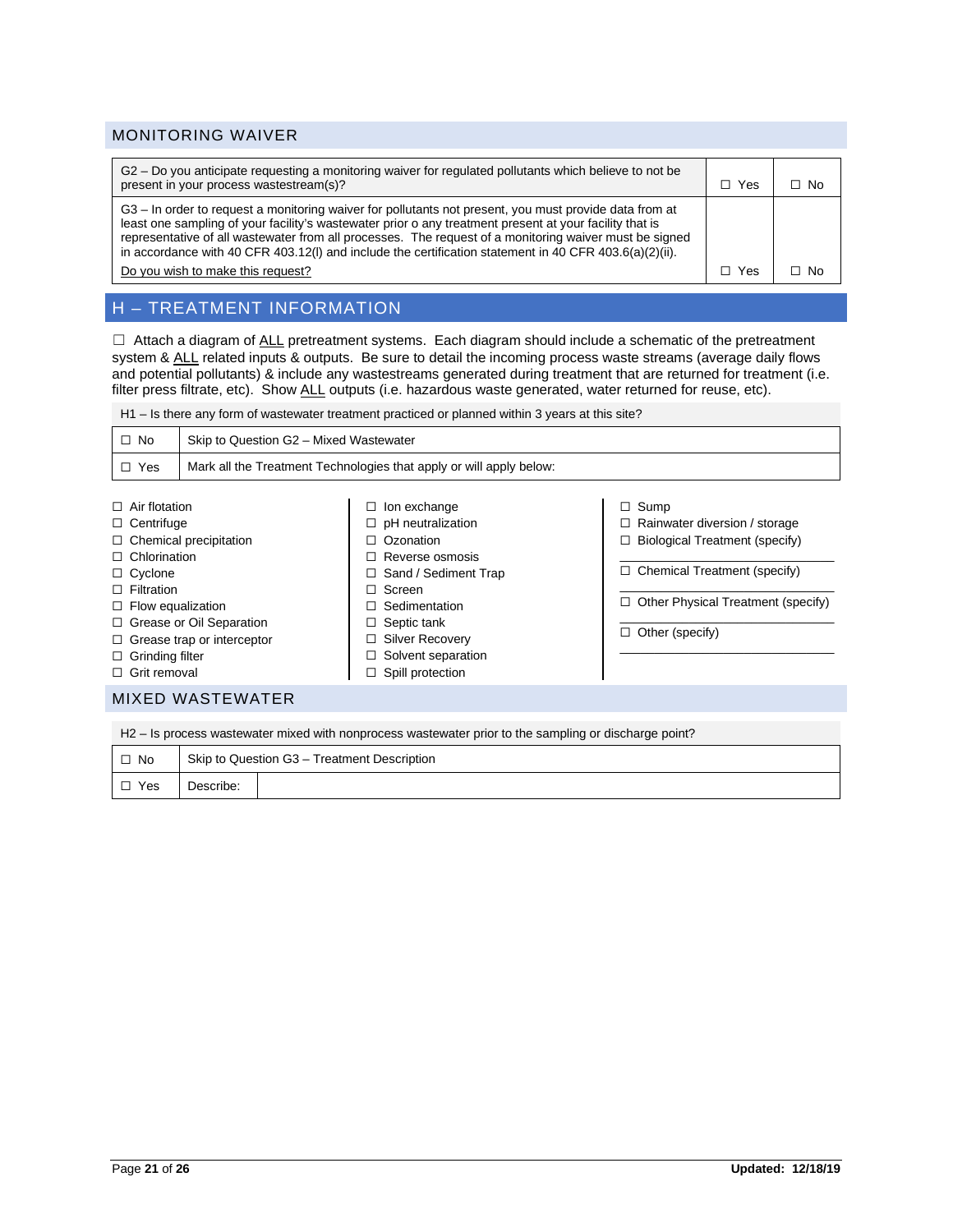## MONITORING WAIVER

| | | |
|---|---|---|
| G2 – Do you anticipate requesting a monitoring waiver for regulated pollutants which believe to not be present in your process wastestream(s)? | ☐ Yes | ☐ No |
| G3 – In order to request a monitoring waiver for pollutants not present, you must provide data from at least one sampling of your facility's wastewater prior o any treatment present at your facility that is representative of all wastewater from all processes. The request of a monitoring waiver must be signed in accordance with 40 CFR 403.12(l) and include the certification statement in 40 CFR 403.6(a)(2)(ii). Do you wish to make this request? | ☐ Yes | ☐ No |

## H – TREATMENT INFORMATION

☐ Attach a diagram of ALL pretreatment systems. Each diagram should include a schematic of the pretreatment system & ALL related inputs & outputs. Be sure to detail the incoming process waste streams (average daily flows and potential pollutants) & include any wastestreams generated during treatment that are returned for treatment (i.e. filter press filtrate, etc). Show ALL outputs (i.e. hazardous waste generated, water returned for reuse, etc).

H1 – Is there any form of wastewater treatment practiced or planned within 3 years at this site?

| | |
|---|---|
| ☐ No | Skip to Question G2 – Mixed Wastewater |
| ☐ Yes | Mark all the Treatment Technologies that apply or will apply below: |

- ☐ Air flotation
- ☐ Centrifuge
- ☐ Chemical precipitation
- ☐ Chlorination
- ☐ Cyclone
- ☐ Filtration
- ☐ Flow equalization
- ☐ Grease or Oil Separation
- ☐ Grease trap or interceptor
- ☐ Grinding filter
- ☐ Grit removal
- ☐ Ion exchange
- ☐ pH neutralization
- ☐ Ozonation
- ☐ Reverse osmosis
- ☐ Sand / Sediment Trap
- ☐ Screen
- ☐ Sedimentation
- ☐ Septic tank
- ☐ Silver Recovery
- ☐ Solvent separation
- ☐ Spill protection
- ☐ Sump
- ☐ Rainwater diversion / storage
- ☐ Biological Treatment (specify) ____________
- ☐ Chemical Treatment (specify) ____________
- ☐ Other Physical Treatment (specify) ____________
- ☐ Other (specify) ____________

## MIXED WASTEWATER

H2 – Is process wastewater mixed with nonprocess wastewater prior to the sampling or discharge point?

| | | |
|---|---|---|
| ☐ No | Skip to Question G3 – Treatment Description | |
| ☐ Yes | Describe: | |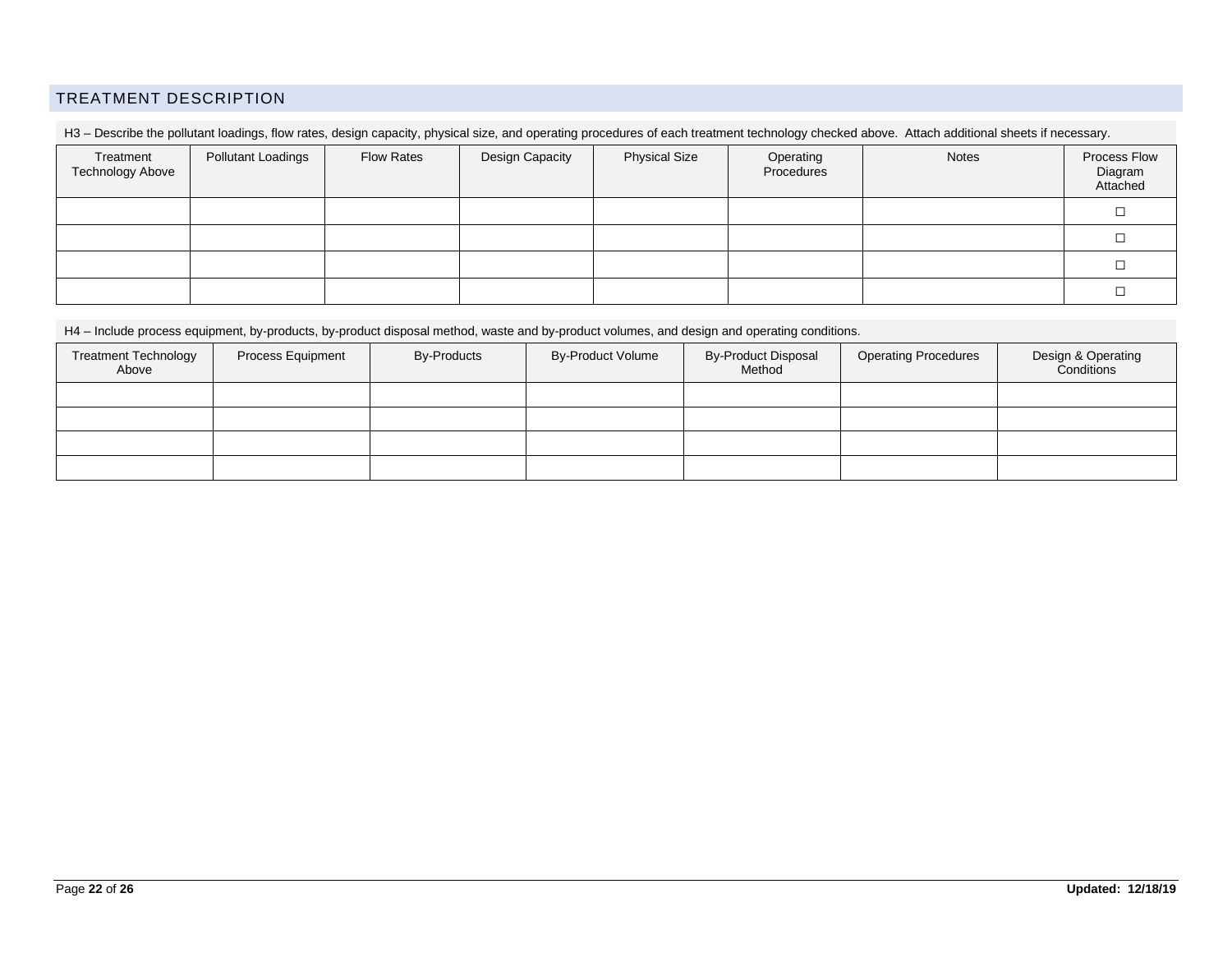## TREATMENT DESCRIPTION

H3 – Describe the pollutant loadings, flow rates, design capacity, physical size, and operating procedures of each treatment technology checked above. Attach additional sheets if necessary.

| Treatment Technology Above | Pollutant Loadings | Flow Rates | Design Capacity | Physical Size | Operating Procedures | Notes | Process Flow Diagram Attached |
|---|---|---|---|---|---|---|---|
| | | | | | | | ☐ |
| | | | | | | | ☐ |
| | | | | | | | ☐ |
| | | | | | | | ☐ |

H4 – Include process equipment, by-products, by-product disposal method, waste and by-product volumes, and design and operating conditions.

| Treatment Technology Above | Process Equipment | By-Products | By-Product Volume | By-Product Disposal Method | Operating Procedures | Design & Operating Conditions |
|---|---|---|---|---|---|---|
| | | | | | | |
| | | | | | | |
| | | | | | | |
| | | | | | | |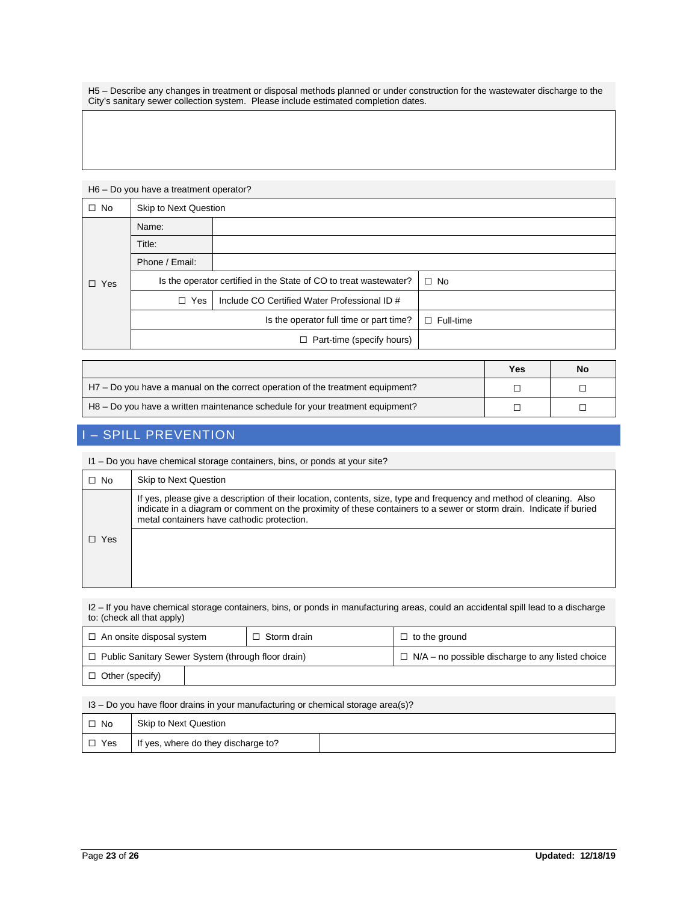H5 – Describe any changes in treatment or disposal methods planned or under construction for the wastewater discharge to the City's sanitary sewer collection system. Please include estimated completion dates.

| |
|---|
| |

H6 – Do you have a treatment operator?

| | | | |
|---|---|---|---|
| ☐ No | Skip to Next Question | | |
| ☐ Yes | Name: | | |
| | Title: | | |
| | Phone / Email: | | |
| | Is the operator certified in the State of CO to treat wastewater? | | ☐ No |
| | ☐ Yes | Include CO Certified Water Professional ID # | |
| | Is the operator full time or part time? | | ☐ Full-time |
| | ☐ Part-time (specify hours) | | |

| | Yes | No |
|---|---|---|
| H7 – Do you have a manual on the correct operation of the treatment equipment? | ☐ | ☐ |
| H8 – Do you have a written maintenance schedule for your treatment equipment? | ☐ | ☐ |

## I – SPILL PREVENTION

I1 – Do you have chemical storage containers, bins, or ponds at your site?

| | |
|---|---|
| ☐ No | Skip to Next Question |
| ☐ Yes | If yes, please give a description of their location, contents, size, type and frequency and method of cleaning. Also indicate in a diagram or comment on the proximity of these containers to a sewer or storm drain. Indicate if buried metal containers have cathodic protection. |
| | |

I2 – If you have chemical storage containers, bins, or ponds in manufacturing areas, could an accidental spill lead to a discharge to: (check all that apply)

| | | |
|---|---|---|
| ☐ An onsite disposal system | ☐ Storm drain | ☐ to the ground |
| ☐ Public Sanitary Sewer System (through floor drain) | | ☐ N/A – no possible discharge to any listed choice |
| ☐ Other (specify) | | |

I3 – Do you have floor drains in your manufacturing or chemical storage area(s)?

| | | |
|---|---|---|
| ☐ No | Skip to Next Question | |
| ☐ Yes | If yes, where do they discharge to? | |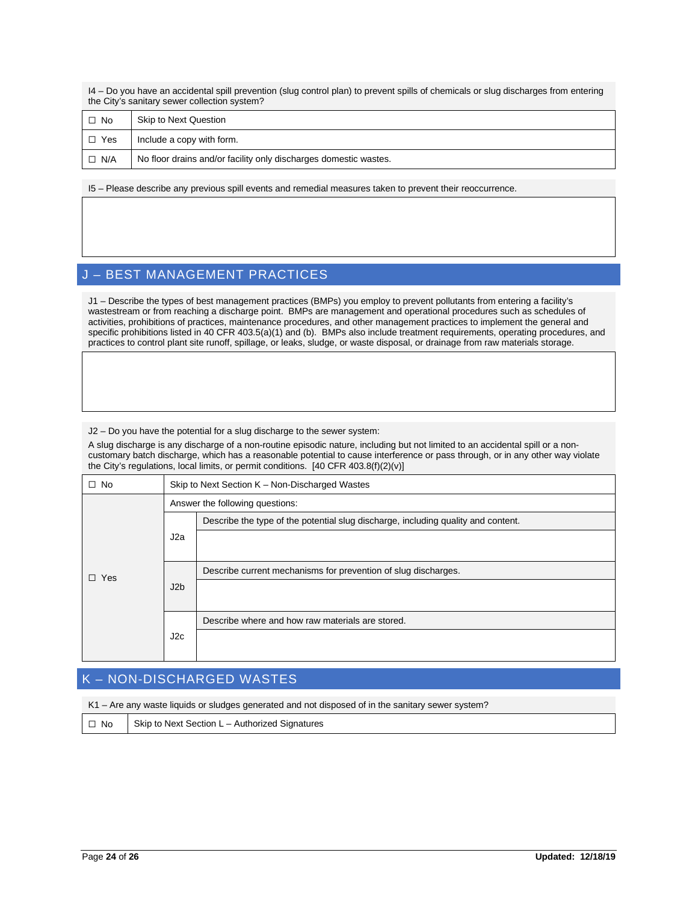I4 – Do you have an accidental spill prevention (slug control plan) to prevent spills of chemicals or slug discharges from entering the City's sanitary sewer collection system?

| | |
|---|---|
| ☐ No | Skip to Next Question |
| ☐ Yes | Include a copy with form. |
| ☐ N/A | No floor drains and/or facility only discharges domestic wastes. |

I5 – Please describe any previous spill events and remedial measures taken to prevent their reoccurrence.

| |
|---|
| |

## J – BEST MANAGEMENT PRACTICES

J1 – Describe the types of best management practices (BMPs) you employ to prevent pollutants from entering a facility's wastestream or from reaching a discharge point. BMPs are management and operational procedures such as schedules of activities, prohibitions of practices, maintenance procedures, and other management practices to implement the general and specific prohibitions listed in 40 CFR 403.5(a)(1) and (b). BMPs also include treatment requirements, operating procedures, and practices to control plant site runoff, spillage, or leaks, sludge, or waste disposal, or drainage from raw materials storage.

| |
|---|
| |

J2 – Do you have the potential for a slug discharge to the sewer system:

A slug discharge is any discharge of a non-routine episodic nature, including but not limited to an accidental spill or a non-customary batch discharge, which has a reasonable potential to cause interference or pass through, or in any other way violate the City's regulations, local limits, or permit conditions. [40 CFR 403.8(f)(2)(v)]

| | | |
|---|---|---|
| ☐ No | Skip to Next Section K – Non-Discharged Wastes | |
| ☐ Yes | Answer the following questions: | |
| | J2a | Describe the type of the potential slug discharge, including quality and content. |
| | | |
| | J2b | Describe current mechanisms for prevention of slug discharges. |
| | | |
| | J2c | Describe where and how raw materials are stored. |
| | | |

## K – NON-DISCHARGED WASTES

K1 – Are any waste liquids or sludges generated and not disposed of in the sanitary sewer system?

| | |
|---|---|
| ☐ No | Skip to Next Section L – Authorized Signatures |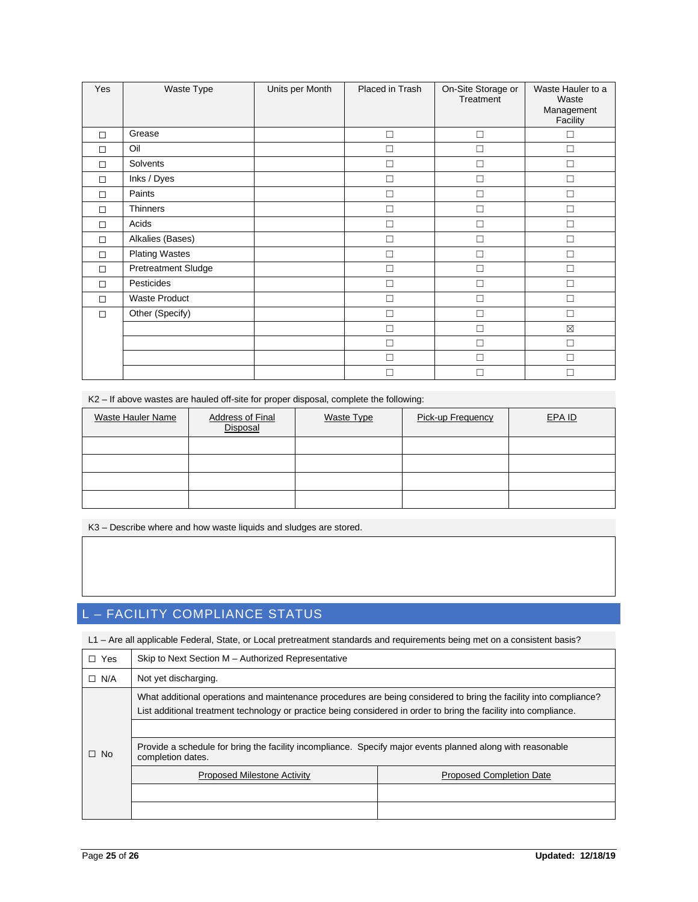| Yes | Waste Type | Units per Month | Placed in Trash | On-Site Storage or Treatment | Waste Hauler to a Waste Management Facility |
|---|---|---|---|---|---|
| ☐ | Grease | | ☐ | ☐ | ☐ |
| ☐ | Oil | | ☐ | ☐ | ☐ |
| ☐ | Solvents | | ☐ | ☐ | ☐ |
| ☐ | Inks / Dyes | | ☐ | ☐ | ☐ |
| ☐ | Paints | | ☐ | ☐ | ☐ |
| ☐ | Thinners | | ☐ | ☐ | ☐ |
| ☐ | Acids | | ☐ | ☐ | ☐ |
| ☐ | Alkalies (Bases) | | ☐ | ☐ | ☐ |
| ☐ | Plating Wastes | | ☐ | ☐ | ☐ |
| ☐ | Pretreatment Sludge | | ☐ | ☐ | ☐ |
| ☐ | Pesticides | | ☐ | ☐ | ☐ |
| ☐ | Waste Product | | ☐ | ☐ | ☐ |
| ☐ | Other (Specify) | | ☐ | ☐ | ☐ |
| | | | ☐ | ☐ | ☒ |
| | | | ☐ | ☐ | ☐ |
| | | | ☐ | ☐ | ☐ |
| | | | ☐ | ☐ | ☐ |

K2 – If above wastes are hauled off-site for proper disposal, complete the following:

| Waste Hauler Name | Address of Final Disposal | Waste Type | Pick-up Frequency | EPA ID |
|---|---|---|---|---|
| | | | | |
| | | | | |
| | | | | |
| | | | | |

K3 – Describe where and how waste liquids and sludges are stored.

## L – FACILITY COMPLIANCE STATUS

L1 – Are all applicable Federal, State, or Local pretreatment standards and requirements being met on a consistent basis?

| | | |
|---|---|---|
| ☐ Yes | Skip to Next Section M – Authorized Representative | |
| ☐ N/A | Not yet discharging. | |
| ☐ No | What additional operations and maintenance procedures are being considered to bring the facility into compliance? List additional treatment technology or practice being considered in order to bring the facility into compliance. | |
| | | |
| | Provide a schedule for bring the facility incompliance. Specify major events planned along with reasonable completion dates. | |
| | Proposed Milestone Activity | Proposed Completion Date |
| | | |
| | | |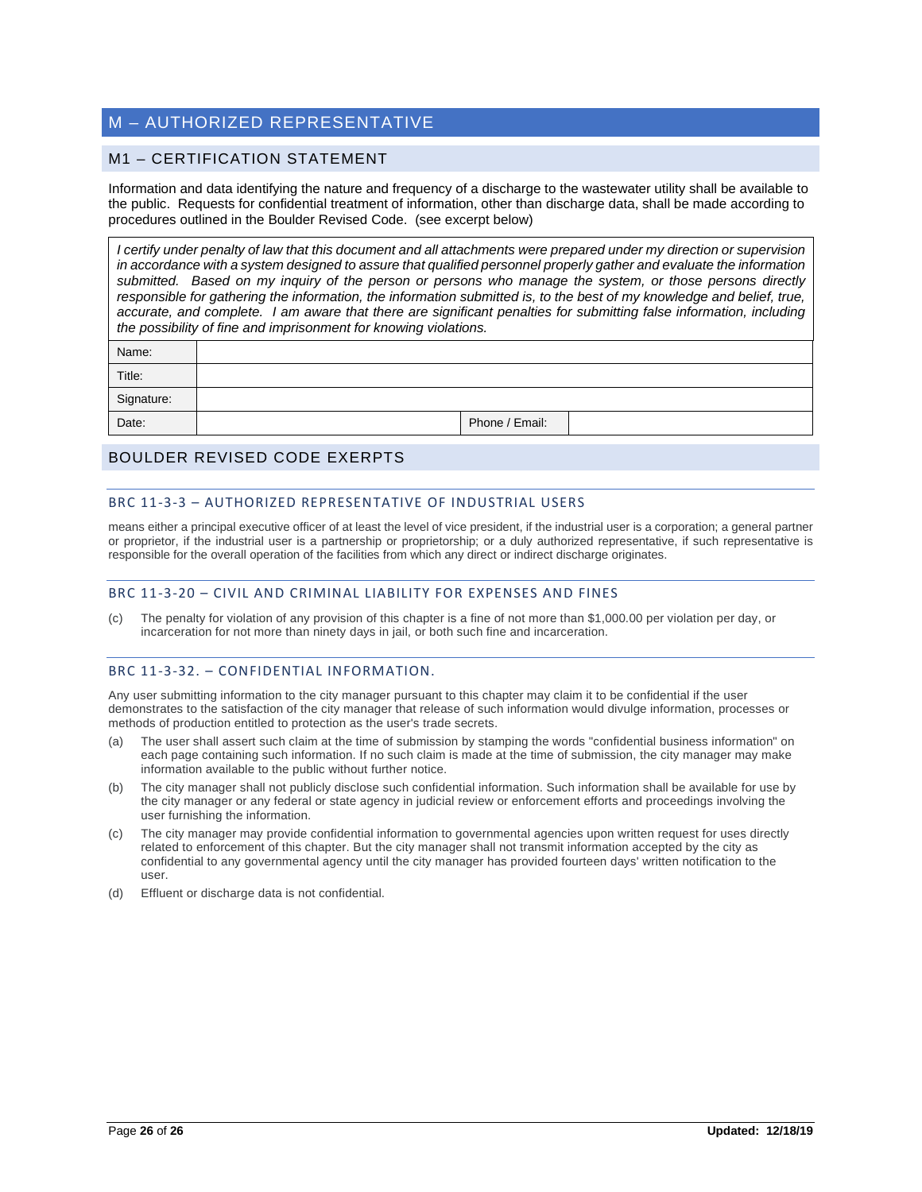# M – AUTHORIZED REPRESENTATIVE

## M1 – CERTIFICATION STATEMENT

Information and data identifying the nature and frequency of a discharge to the wastewater utility shall be available to the public. Requests for confidential treatment of information, other than discharge data, shall be made according to procedures outlined in the Boulder Revised Code. (see excerpt below)

*I certify under penalty of law that this document and all attachments were prepared under my direction or supervision in accordance with a system designed to assure that qualified personnel properly gather and evaluate the information submitted. Based on my inquiry of the person or persons who manage the system, or those persons directly responsible for gathering the information, the information submitted is, to the best of my knowledge and belief, true, accurate, and complete. I am aware that there are significant penalties for submitting false information, including the possibility of fine and imprisonment for knowing violations.*

| | | | |
|---|---|---|---|
| Name: | | | |
| Title: | | | |
| Signature: | | | |
| Date: | | Phone / Email: | |

## BOULDER REVISED CODE EXERPTS

### BRC 11-3-3 – AUTHORIZED REPRESENTATIVE OF INDUSTRIAL USERS

means either a principal executive officer of at least the level of vice president, if the industrial user is a corporation; a general partner or proprietor, if the industrial user is a partnership or proprietorship; or a duly authorized representative, if such representative is responsible for the overall operation of the facilities from which any direct or indirect discharge originates.

### BRC 11-3-20 – CIVIL AND CRIMINAL LIABILITY FOR EXPENSES AND FINES

(c) The penalty for violation of any provision of this chapter is a fine of not more than $1,000.00 per violation per day, or incarceration for not more than ninety days in jail, or both such fine and incarceration.

### BRC 11-3-32. – CONFIDENTIAL INFORMATION.

Any user submitting information to the city manager pursuant to this chapter may claim it to be confidential if the user demonstrates to the satisfaction of the city manager that release of such information would divulge information, processes or methods of production entitled to protection as the user's trade secrets.

(a) The user shall assert such claim at the time of submission by stamping the words "confidential business information" on each page containing such information. If no such claim is made at the time of submission, the city manager may make information available to the public without further notice.

(b) The city manager shall not publicly disclose such confidential information. Such information shall be available for use by the city manager or any federal or state agency in judicial review or enforcement efforts and proceedings involving the user furnishing the information.

(c) The city manager may provide confidential information to governmental agencies upon written request for uses directly related to enforcement of this chapter. But the city manager shall not transmit information accepted by the city as confidential to any governmental agency until the city manager has provided fourteen days' written notification to the user.

(d) Effluent or discharge data is not confidential.